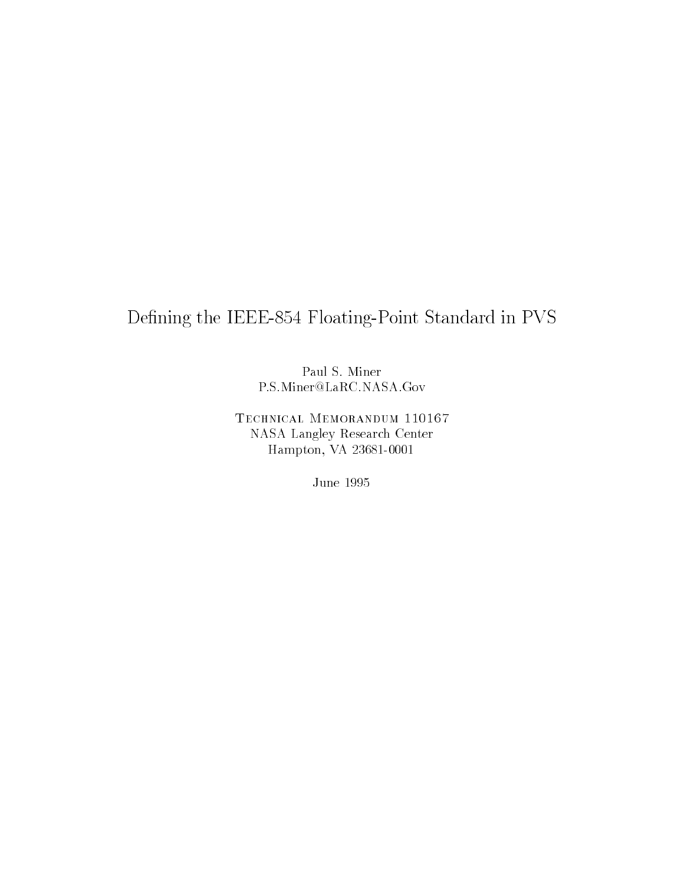# Defining the IEEE-854 Floating-Point Standard in PVS

Paul S. Miner  
P.S.Miner@LaRC.NASA.Gov

Technical Memorandum 110167  
NASA Langley Research Center  
Hampton, VA 23681-0001

June 1995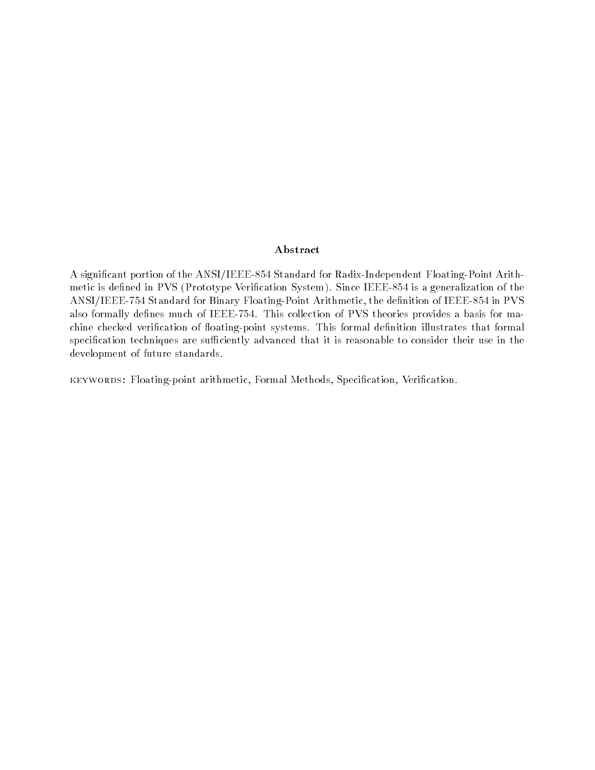## Abstract

A significant portion of the ANSI/IEEE-854 Standard for Radix-Independent Floating-Point Arithmetic is defined in PVS (Prototype Verification System). Since IEEE-854 is a generalization of the ANSI/IEEE-754 Standard for Binary Floating-Point Arithmetic, the definition of IEEE-854 in PVS also formally defines much of IEEE-754. This collection of PVS theories provides a basis for machine checked verification of floating-point systems. This formal definition illustrates that formal specification techniques are sufficiently advanced that it is reasonable to consider their use in the development of future standards.

KEYWORDS: Floating-point arithmetic, Formal Methods, Specification, Verification.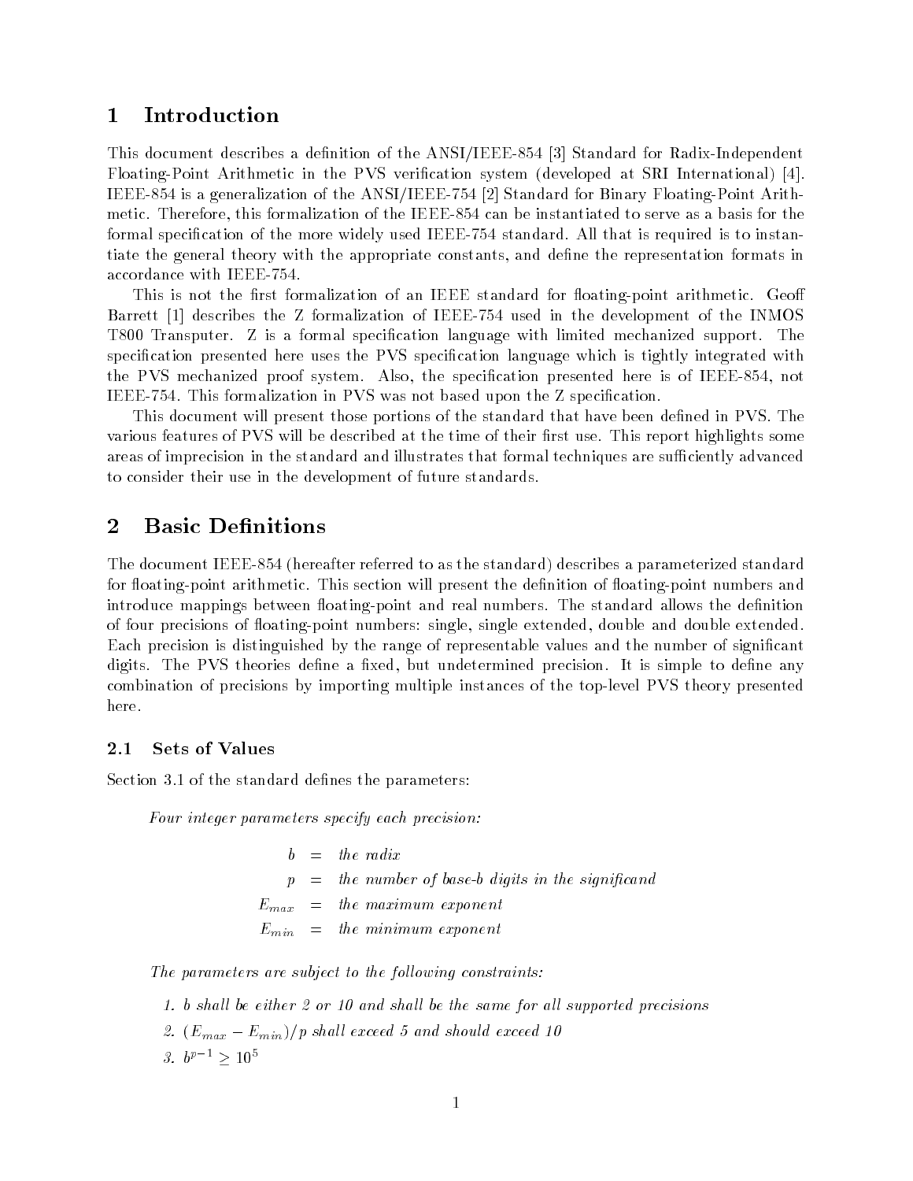# 1 Introduction

This document describes a definition of the ANSI/IEEE-854 [3] Standard for Radix-Independent Floating-Point Arithmetic in the PVS verification system (developed at SRI International) [4]. IEEE-854 is a generalization of the ANSI/IEEE-754 [2] Standard for Binary Floating-Point Arithmetic. Therefore, this formalization of the IEEE-854 can be instantiated to serve as a basis for the formal specification of the more widely used IEEE-754 standard. All that is required is to instantiate the general theory with the appropriate constants, and define the representation formats in accordance with IEEE-754.

This is not the first formalization of an IEEE standard for floating-point arithmetic. Geoff Barrett [1] describes the Z formalization of IEEE-754 used in the development of the INMOS T800 Transputer. Z is a formal specification language with limited mechanized support. The specification presented here uses the PVS specification language which is tightly integrated with the PVS mechanized proof system. Also, the specification presented here is of IEEE-854, not IEEE-754. This formalization in PVS was not based upon the Z specification.

This document will present those portions of the standard that have been defined in PVS. The various features of PVS will be described at the time of their first use. This report highlights some areas of imprecision in the standard and illustrates that formal techniques are sufficiently advanced to consider their use in the development of future standards.

# 2 Basic Definitions

The document IEEE-854 (hereafter referred to as the standard) describes a parameterized standard for floating-point arithmetic. This section will present the definition of floating-point numbers and introduce mappings between floating-point and real numbers. The standard allows the definition of four precisions of floating-point numbers: single, single extended, double and double extended. Each precision is distinguished by the range of representable values and the number of significant digits. The PVS theories define a fixed, but undetermined precision. It is simple to define any combination of precisions by importing multiple instances of the top-level PVS theory presented here.

## 2.1 Sets of Values

Section 3.1 of the standard defines the parameters:

> *Four integer parameters specify each precision:*
>
> $b$ = *the radix*
>
> $p$ = *the number of base-b digits in the significand*
>
> $E_{max}$ = *the maximum exponent*
>
> $E_{min}$ = *the minimum exponent*
>
> *The parameters are subject to the following constraints:*
>
> 1. *b shall be either 2 or 10 and shall be the same for all supported precisions*
> 2. *$(E_{max} - E_{min})/p$ shall exceed 5 and should exceed 10*
> 3. *$b^{p-1} \geq 10^5$*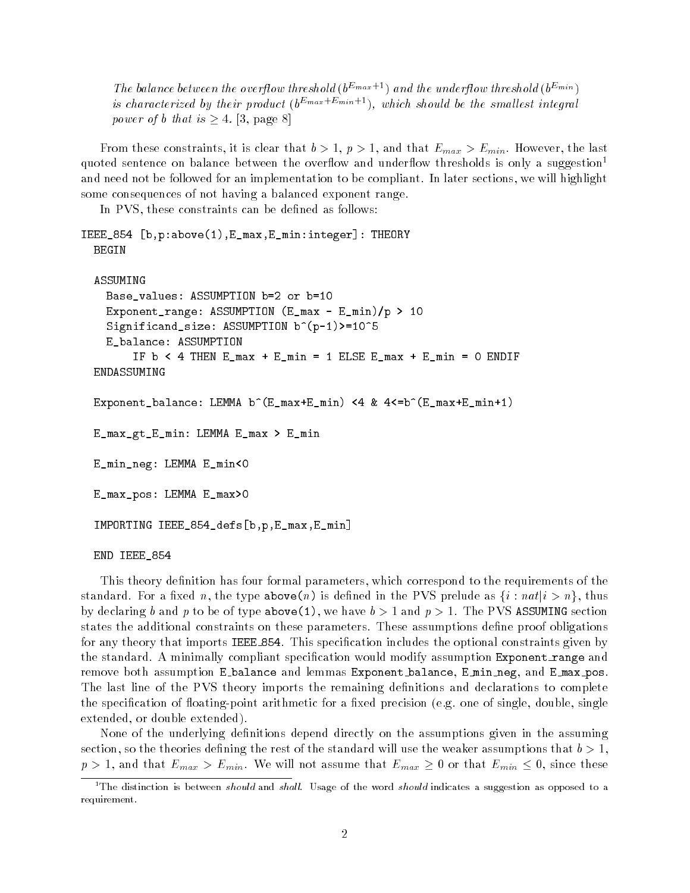*The balance between the overflow threshold ($b^{E_{max}+1}$) and the underflow threshold ($b^{E_{min}}$) is characterized by their product ($b^{E_{max}+E_{min}+1}$), which should be the smallest integral power of $b$ that is $\geq 4$.* [3, page 8]

From these constraints, it is clear that $b > 1$, $p > 1$, and that $E_{max} > E_{min}$. However, the last quoted sentence on balance between the overflow and underflow thresholds is only a suggestion[1] and need not be followed for an implementation to be compliant. In later sections, we will highlight some consequences of not having a balanced exponent range.

In PVS, these constraints can be defined as follows:

```
IEEE_854 [b,p:above(1),E_max,E_min:integer]: THEORY
  BEGIN

  ASSUMING
    Base_values: ASSUMPTION b=2 or b=10
    Exponent_range: ASSUMPTION (E_max - E_min)/p > 10
    Significand_size: ASSUMPTION b^(p-1)>=10^5
    E_balance: ASSUMPTION
        IF b < 4 THEN E_max + E_min = 1 ELSE E_max + E_min = 0 ENDIF
  ENDASSUMING

  Exponent_balance: LEMMA b^(E_max+E_min) <4 & 4<=b^(E_max+E_min+1)

  E_max_gt_E_min: LEMMA E_max > E_min

  E_min_neg: LEMMA E_min<0

  E_max_pos: LEMMA E_max>0

  IMPORTING IEEE_854_defs[b,p,E_max,E_min]

  END IEEE_854
```

This theory definition has four formal parameters, which correspond to the requirements of the standard. For a fixed $n$, the type `above(n)` is defined in the PVS prelude as $\{i : nat | i > n\}$, thus by declaring $b$ and $p$ to be of type `above(1)`, we have $b > 1$ and $p > 1$. The PVS `ASSUMING` section states the additional constraints on these parameters. These assumptions define proof obligations for any theory that imports `IEEE_854`. This specification includes the optional constraints given by the standard. A minimally compliant specification would modify assumption `Exponent_range` and remove both assumption `E_balance` and lemmas `Exponent_balance`, `E_min_neg`, and `E_max_pos`. The last line of the PVS theory imports the remaining definitions and declarations to complete the specification of floating-point arithmetic for a fixed precision (e.g. one of single, double, single extended, or double extended).

None of the underlying definitions depend directly on the assumptions given in the assuming section, so the theories defining the rest of the standard will use the weaker assumptions that $b > 1$, $p > 1$, and that $E_{max} > E_{min}$. We will not assume that $E_{max} \geq 0$ or that $E_{min} \leq 0$, since these

[1] The distinction is between *should* and *shall*. Usage of the word *should* indicates a suggestion as opposed to a requirement.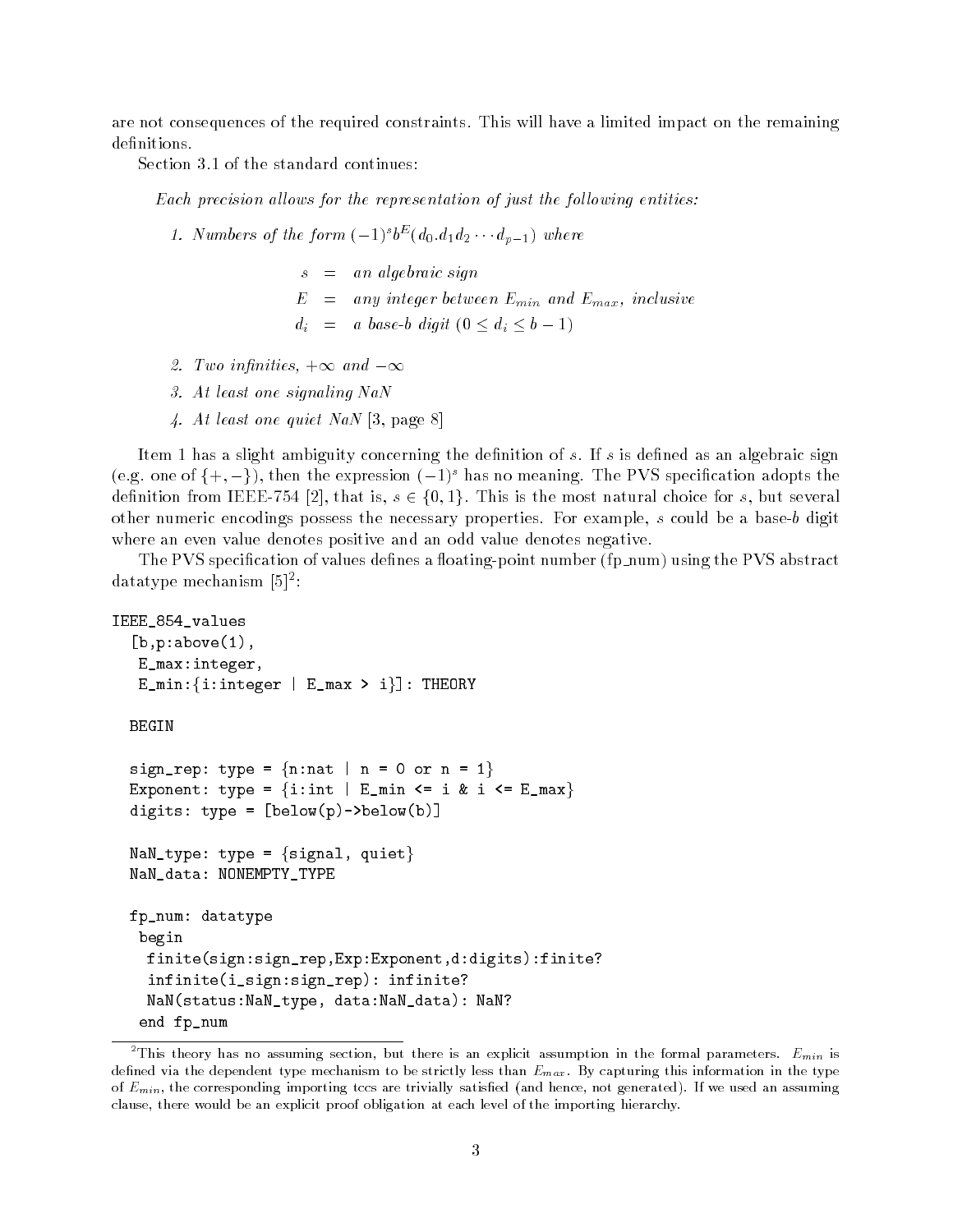are not consequences of the required constraints. This will have a limited impact on the remaining definitions.

Section 3.1 of the standard continues:

> *Each precision allows for the representation of just the following entities:*
>
> 1. *Numbers of the form* $(-1)^s b^E (d_0.d_1 d_2 \cdots d_{p-1})$ *where*
>
> $$\begin{aligned} s &= \textit{an algebraic sign} \\ E &= \textit{any integer between } E_{min} \textit{ and } E_{max}\textit{, inclusive} \\ d_i &= \textit{a base-}b\textit{ digit } (0 \le d_i \le b-1) \end{aligned}$$
>
> 2. *Two infinities,* $+\infty$ *and* $-\infty$
> 3. *At least one signaling NaN*
> 4. *At least one quiet NaN* [3, page 8]

Item 1 has a slight ambiguity concerning the definition of $s$. If $s$ is defined as an algebraic sign (e.g. one of $\{+,-\}$), then the expression $(-1)^s$ has no meaning. The PVS specification adopts the definition from IEEE-754 [2], that is, $s \in \{0, 1\}$. This is the most natural choice for $s$, but several other numeric encodings possess the necessary properties. For example, $s$ could be a base-$b$ digit where an even value denotes positive and an odd value denotes negative.

The PVS specification of values defines a floating-point number (fp_num) using the PVS abstract datatype mechanism [5][2]:

```
IEEE_854_values
  [b,p:above(1),
   E_max:integer,
   E_min:{i:integer | E_max > i}]: THEORY

  BEGIN

  sign_rep: type = {n:nat | n = 0 or n = 1}
  Exponent: type = {i:int | E_min <= i & i <= E_max}
  digits: type = [below(p)->below(b)]

  NaN_type: type = {signal, quiet}
  NaN_data: NONEMPTY_TYPE

  fp_num: datatype
   begin
    finite(sign:sign_rep,Exp:Exponent,d:digits):finite?
    infinite(i_sign:sign_rep): infinite?
    NaN(status:NaN_type, data:NaN_data): NaN?
   end fp_num
```

[2] This theory has no assuming section, but there is an explicit assumption in the formal parameters. $E_{min}$ is defined via the dependent type mechanism to be strictly less than $E_{max}$. By capturing this information in the type of $E_{min}$, the corresponding importing tccs are trivially satisfied (and hence, not generated). If we used an assuming clause, there would be an explicit proof obligation at each level of the importing hierarchy.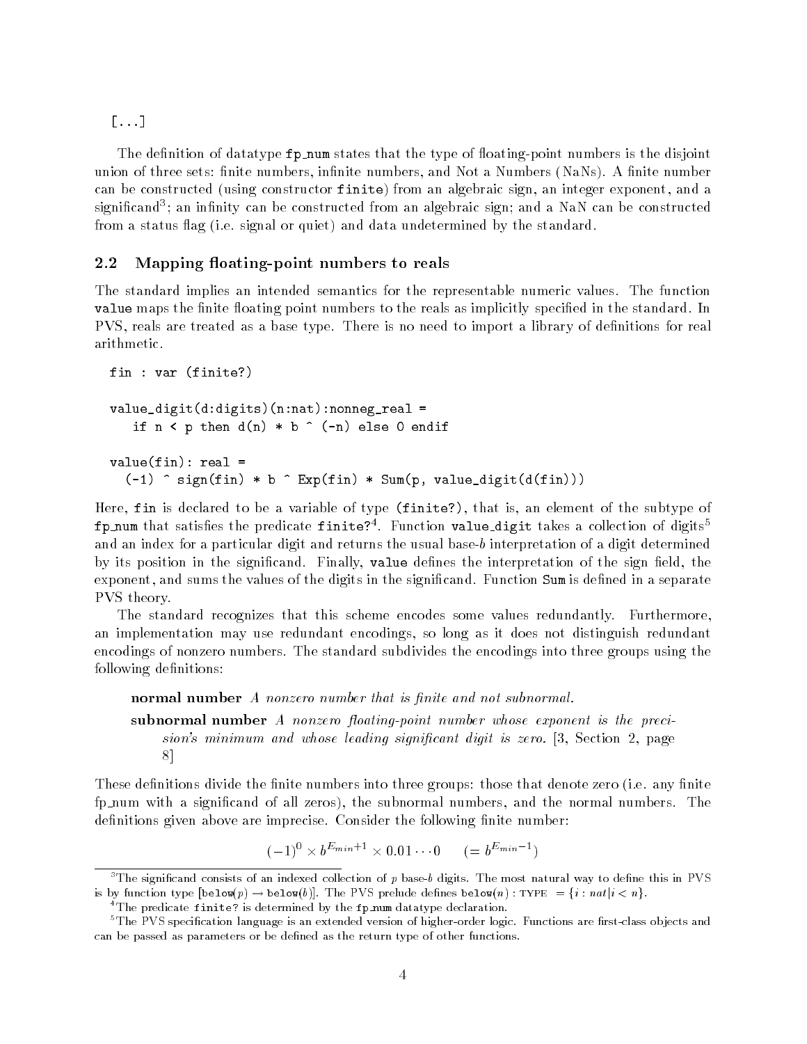[...]

The definition of datatype fp_num states that the type of floating-point numbers is the disjoint union of three sets: finite numbers, infinite numbers, and Not a Numbers (NaNs). A finite number can be constructed (using constructor `finite`) from an algebraic sign, an integer exponent, and a significand[3]; an infinity can be constructed from an algebraic sign; and a NaN can be constructed from a status flag (i.e. signal or quiet) and data undetermined by the standard.

## 2.2 Mapping floating-point numbers to reals

The standard implies an intended semantics for the representable numeric values. The function `value` maps the finite floating point numbers to the reals as implicitly specified in the standard. In PVS, reals are treated as a base type. There is no need to import a library of definitions for real arithmetic.

```
fin : var (finite?)

value_digit(d:digits)(n:nat):nonneg_real =
   if n < p then d(n) * b ^ (-n) else 0 endif

value(fin): real =
  (-1) ^ sign(fin) * b ^ Exp(fin) * Sum(p, value_digit(d(fin)))
```

Here, `fin` is declared to be a variable of type `(finite?)`, that is, an element of the subtype of fp_num that satisfies the predicate `finite?`[4]. Function `value_digit` takes a collection of digits[5] and an index for a particular digit and returns the usual base-$b$ interpretation of a digit determined by its position in the significand. Finally, `value` defines the interpretation of the sign field, the exponent, and sums the values of the digits in the significand. Function `Sum` is defined in a separate PVS theory.

The standard recognizes that this scheme encodes some values redundantly. Furthermore, an implementation may use redundant encodings, so long as it does not distinguish redundant encodings of nonzero numbers. The standard subdivides the encodings into three groups using the following definitions:

> **normal number** *A nonzero number that is finite and not subnormal.*
>
> **subnormal number** *A nonzero floating-point number whose exponent is the precision's minimum and whose leading significant digit is zero.* [3, Section 2, page 8]

These definitions divide the finite numbers into three groups: those that denote zero (i.e. any finite fp_num with a significand of all zeros), the subnormal numbers, and the normal numbers. The definitions given above are imprecise. Consider the following finite number:

$$(-1)^0 \times b^{E_{min}+1} \times 0.01 \cdots 0 \qquad (= b^{E_{min}-1})$$

---

[3] The significand consists of an indexed collection of $p$ base-$b$ digits. The most natural way to define this in PVS is by function type $[\texttt{below}(p) \rightarrow \texttt{below}(b)]$. The PVS prelude defines $\texttt{below}(n) : \text{TYPE} = \{i : nat | i < n\}$.

[4] The predicate `finite?` is determined by the fp_num datatype declaration.

[5] The PVS specification language is an extended version of higher-order logic. Functions are first-class objects and can be passed as parameters or be defined as the return type of other functions.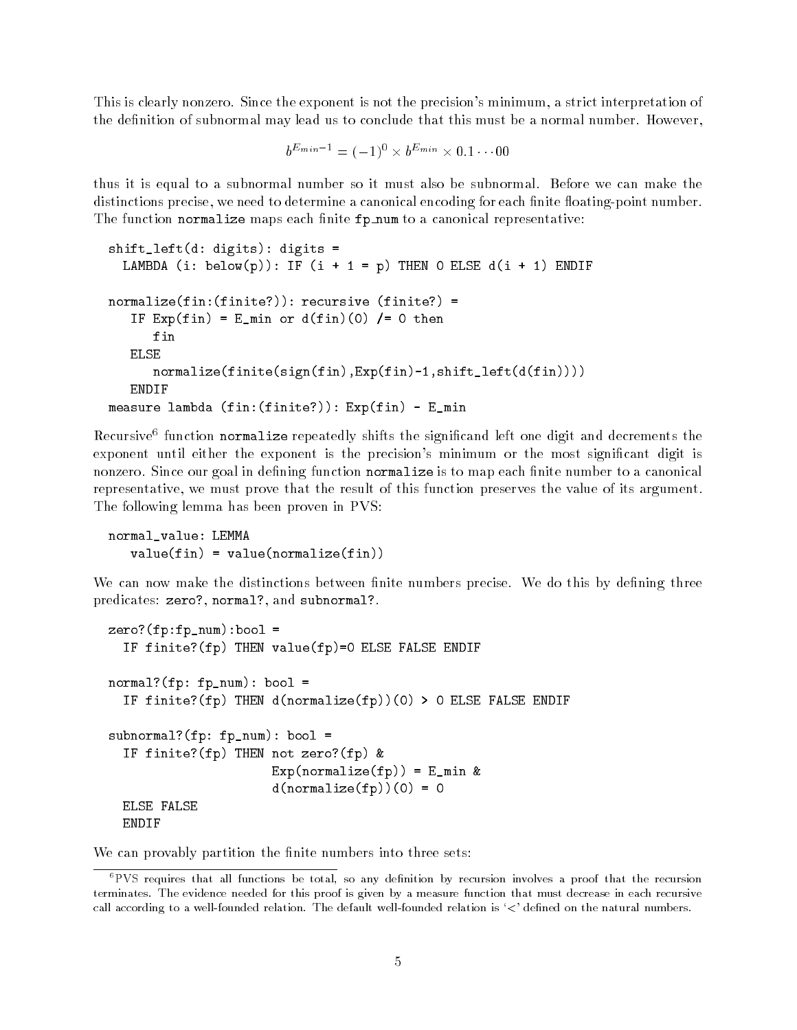This is clearly nonzero. Since the exponent is not the precision's minimum, a strict interpretation of the definition of subnormal may lead us to conclude that this must be a normal number. However,

$$b^{E_{min}-1} = (-1)^0 \times b^{E_{min}} \times 0.1 \cdots 00$$

thus it is equal to a subnormal number so it must also be subnormal. Before we can make the distinctions precise, we need to determine a canonical encoding for each finite floating-point number. The function `normalize` maps each finite `fp_num` to a canonical representative:

```
shift_left(d: digits): digits =
  LAMBDA (i: below(p)): IF (i + 1 = p) THEN 0 ELSE d(i + 1) ENDIF

normalize(fin:(finite?)): recursive (finite?) =
   IF Exp(fin) = E_min or d(fin)(0) /= 0 then
      fin
   ELSE
      normalize(finite(sign(fin),Exp(fin)-1,shift_left(d(fin))))
   ENDIF
measure lambda (fin:(finite?)): Exp(fin) - E_min
```

Recursive[6] function `normalize` repeatedly shifts the significand left one digit and decrements the exponent until either the exponent is the precision's minimum or the most significant digit is nonzero. Since our goal in defining function `normalize` is to map each finite number to a canonical representative, we must prove that the result of this function preserves the value of its argument. The following lemma has been proven in PVS:

```
normal_value: LEMMA
   value(fin) = value(normalize(fin))
```

We can now make the distinctions between finite numbers precise. We do this by defining three predicates: `zero?`, `normal?`, and `subnormal?`.

```
zero?(fp:fp_num):bool =
  IF finite?(fp) THEN value(fp)=0 ELSE FALSE ENDIF

normal?(fp: fp_num): bool =
  IF finite?(fp) THEN d(normalize(fp))(0) > 0 ELSE FALSE ENDIF

subnormal?(fp: fp_num): bool =
  IF finite?(fp) THEN not zero?(fp) &
                      Exp(normalize(fp)) = E_min &
                      d(normalize(fp))(0) = 0
  ELSE FALSE
  ENDIF
```

We can provably partition the finite numbers into three sets:

[6] PVS requires that all functions be total, so any definition by recursion involves a proof that the recursion terminates. The evidence needed for this proof is given by a measure function that must decrease in each recursive call according to a well-founded relation. The default well-founded relation is '<' defined on the natural numbers.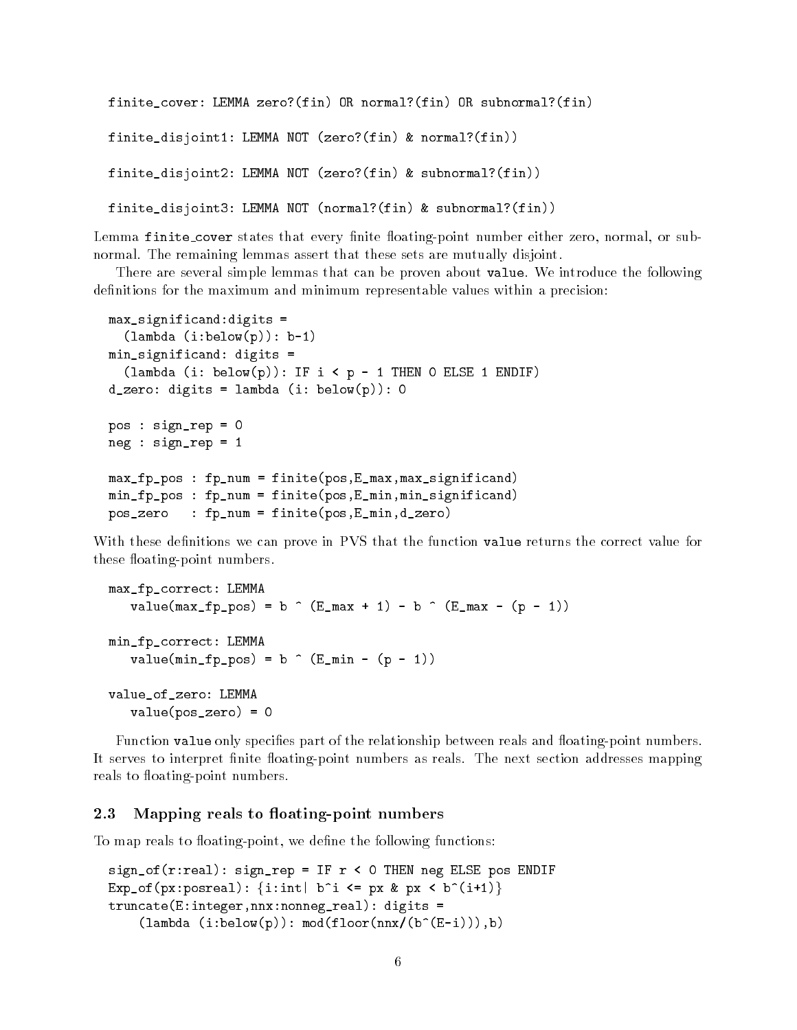```
finite_cover: LEMMA zero?(fin) OR normal?(fin) OR subnormal?(fin)

finite_disjoint1: LEMMA NOT (zero?(fin) & normal?(fin))

finite_disjoint2: LEMMA NOT (zero?(fin) & subnormal?(fin))

finite_disjoint3: LEMMA NOT (normal?(fin) & subnormal?(fin))
```

Lemma `finite_cover` states that every finite floating-point number either zero, normal, or subnormal. The remaining lemmas assert that these sets are mutually disjoint.

There are several simple lemmas that can be proven about `value`. We introduce the following definitions for the maximum and minimum representable values within a precision:

```
max_significand:digits =
  (lambda (i:below(p)): b-1)
min_significand: digits =
  (lambda (i: below(p)): IF i < p - 1 THEN 0 ELSE 1 ENDIF)
d_zero: digits = lambda (i: below(p)): 0

pos : sign_rep = 0
neg : sign_rep = 1

max_fp_pos : fp_num = finite(pos,E_max,max_significand)
min_fp_pos : fp_num = finite(pos,E_min,min_significand)
pos_zero   : fp_num = finite(pos,E_min,d_zero)
```

With these definitions we can prove in PVS that the function `value` returns the correct value for these floating-point numbers.

```
max_fp_correct: LEMMA
   value(max_fp_pos) = b ^ (E_max + 1) - b ^ (E_max - (p - 1))

min_fp_correct: LEMMA
   value(min_fp_pos) = b ^ (E_min - (p - 1))

value_of_zero: LEMMA
   value(pos_zero) = 0
```

Function `value` only specifies part of the relationship between reals and floating-point numbers. It serves to interpret finite floating-point numbers as reals. The next section addresses mapping reals to floating-point numbers.

### 2.3 Mapping reals to floating-point numbers

To map reals to floating-point, we define the following functions:

```
sign_of(r:real): sign_rep = IF r < 0 THEN neg ELSE pos ENDIF
Exp_of(px:posreal): {i:int| b^i <= px & px < b^(i+1)}
truncate(E:integer,nnx:nonneg_real): digits =
    (lambda (i:below(p)): mod(floor(nnx/(b^(E-i))),b)
```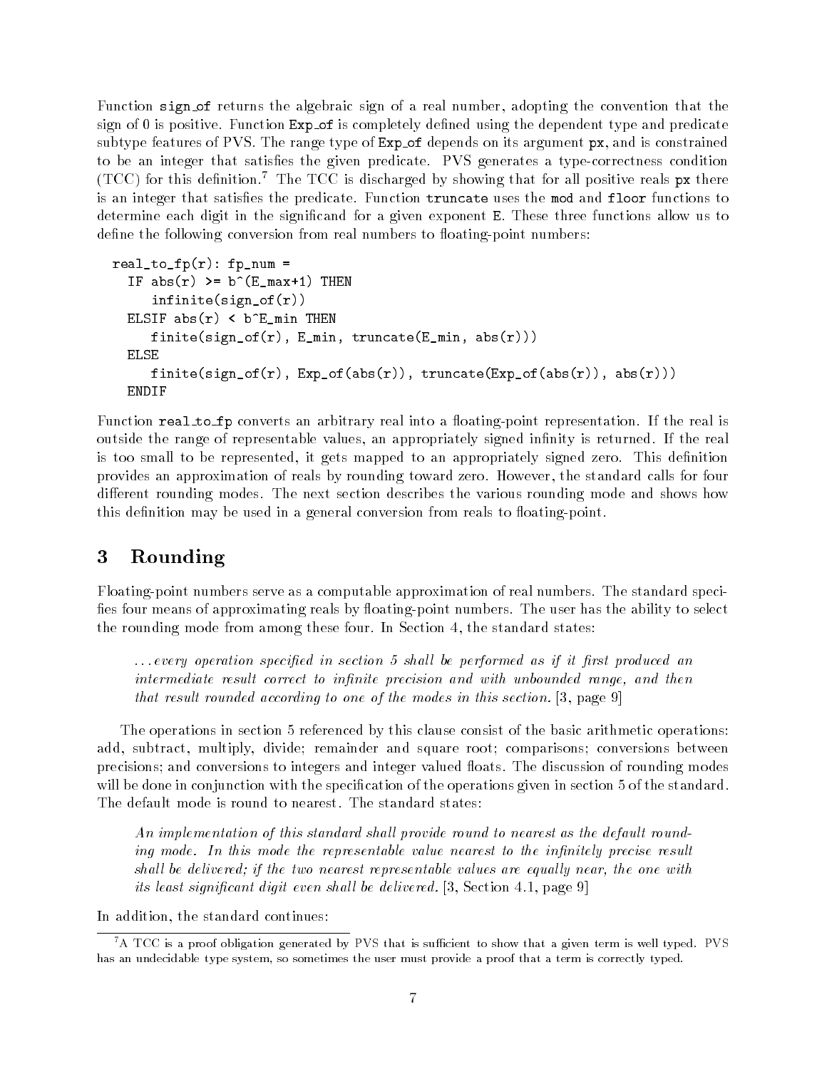Function `sign_of` returns the algebraic sign of a real number, adopting the convention that the sign of 0 is positive. Function `Exp_of` is completely defined using the dependent type and predicate subtype features of PVS. The range type of `Exp_of` depends on its argument `px`, and is constrained to be an integer that satisfies the given predicate. PVS generates a type-correctness condition (TCC) for this definition.[7] The TCC is discharged by showing that for all positive reals `px` there is an integer that satisfies the predicate. Function `truncate` uses the `mod` and `floor` functions to determine each digit in the significand for a given exponent `E`. These three functions allow us to define the following conversion from real numbers to floating-point numbers:

```
real_to_fp(r): fp_num =
  IF abs(r) >= b^(E_max+1) THEN
     infinite(sign_of(r))
  ELSIF abs(r) < b^E_min THEN
     finite(sign_of(r), E_min, truncate(E_min, abs(r)))
  ELSE
     finite(sign_of(r), Exp_of(abs(r)), truncate(Exp_of(abs(r)), abs(r)))
  ENDIF
```

Function `real_to_fp` converts an arbitrary real into a floating-point representation. If the real is outside the range of representable values, an appropriately signed infinity is returned. If the real is too small to be represented, it gets mapped to an appropriately signed zero. This definition provides an approximation of reals by rounding toward zero. However, the standard calls for four different rounding modes. The next section describes the various rounding mode and shows how this definition may be used in a general conversion from reals to floating-point.

## 3 Rounding

Floating-point numbers serve as a computable approximation of real numbers. The standard specifies four means of approximating reals by floating-point numbers. The user has the ability to select the rounding mode from among these four. In Section 4, the standard states:

> *...every operation specified in section 5 shall be performed as if it first produced an intermediate result correct to infinite precision and with unbounded range, and then that result rounded according to one of the modes in this section.* [3, page 9]

The operations in section 5 referenced by this clause consist of the basic arithmetic operations: add, subtract, multiply, divide; remainder and square root; comparisons; conversions between precisions; and conversions to integers and integer valued floats. The discussion of rounding modes will be done in conjunction with the specification of the operations given in section 5 of the standard. The default mode is round to nearest. The standard states:

> *An implementation of this standard shall provide round to nearest as the default rounding mode. In this mode the representable value nearest to the infinitely precise result shall be delivered; if the two nearest representable values are equally near, the one with its least significant digit even shall be delivered.* [3, Section 4.1, page 9]

In addition, the standard continues:

---

[7] A TCC is a proof obligation generated by PVS that is sufficient to show that a given term is well typed. PVS has an undecidable type system, so sometimes the user must provide a proof that a term is correctly typed.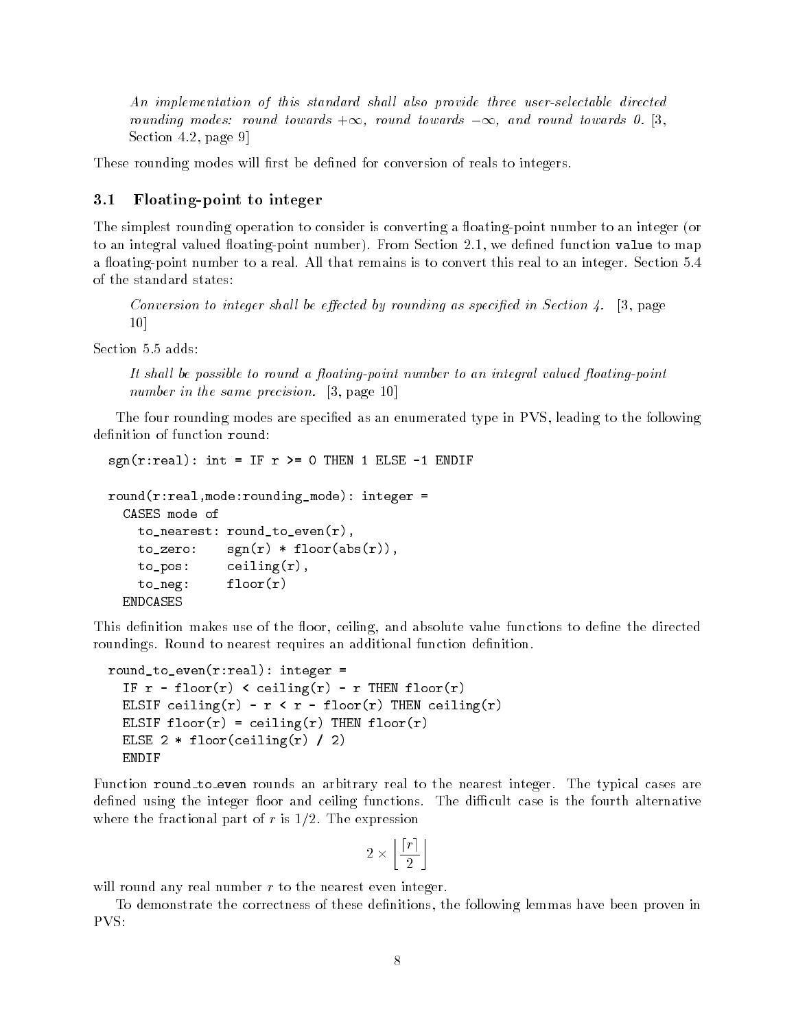*An implementation of this standard shall also provide three user-selectable directed rounding modes: round towards $+\infty$, round towards $-\infty$, and round towards 0.* [3, Section 4.2, page 9]

These rounding modes will first be defined for conversion of reals to integers.

### 3.1 Floating-point to integer

The simplest rounding operation to consider is converting a floating-point number to an integer (or to an integral valued floating-point number). From Section 2.1, we defined function `value` to map a floating-point number to a real. All that remains is to convert this real to an integer. Section 5.4 of the standard states:

> *Conversion to integer shall be effected by rounding as specified in Section 4.* [3, page 10]

Section 5.5 adds:

> *It shall be possible to round a floating-point number to an integral valued floating-point number in the same precision.* [3, page 10]

The four rounding modes are specified as an enumerated type in PVS, leading to the following definition of function `round`:

```
sgn(r:real): int = IF r >= 0 THEN 1 ELSE -1 ENDIF

round(r:real,mode:rounding_mode): integer =
  CASES mode of
    to_nearest: round_to_even(r),
    to_zero:    sgn(r) * floor(abs(r)),
    to_pos:     ceiling(r),
    to_neg:     floor(r)
  ENDCASES
```

This definition makes use of the floor, ceiling, and absolute value functions to define the directed roundings. Round to nearest requires an additional function definition.

```
round_to_even(r:real): integer =
  IF r - floor(r) < ceiling(r) - r THEN floor(r)
  ELSIF ceiling(r) - r < r - floor(r) THEN ceiling(r)
  ELSIF floor(r) = ceiling(r) THEN floor(r)
  ELSE 2 * floor(ceiling(r) / 2)
  ENDIF
```

Function `round_to_even` rounds an arbitrary real to the nearest integer. The typical cases are defined using the integer floor and ceiling functions. The difficult case is the fourth alternative where the fractional part of $r$ is $1/2$. The expression

$$2 \times \left\lfloor \frac{\lceil r \rceil}{2} \right\rfloor$$

will round any real number $r$ to the nearest even integer.

To demonstrate the correctness of these definitions, the following lemmas have been proven in PVS: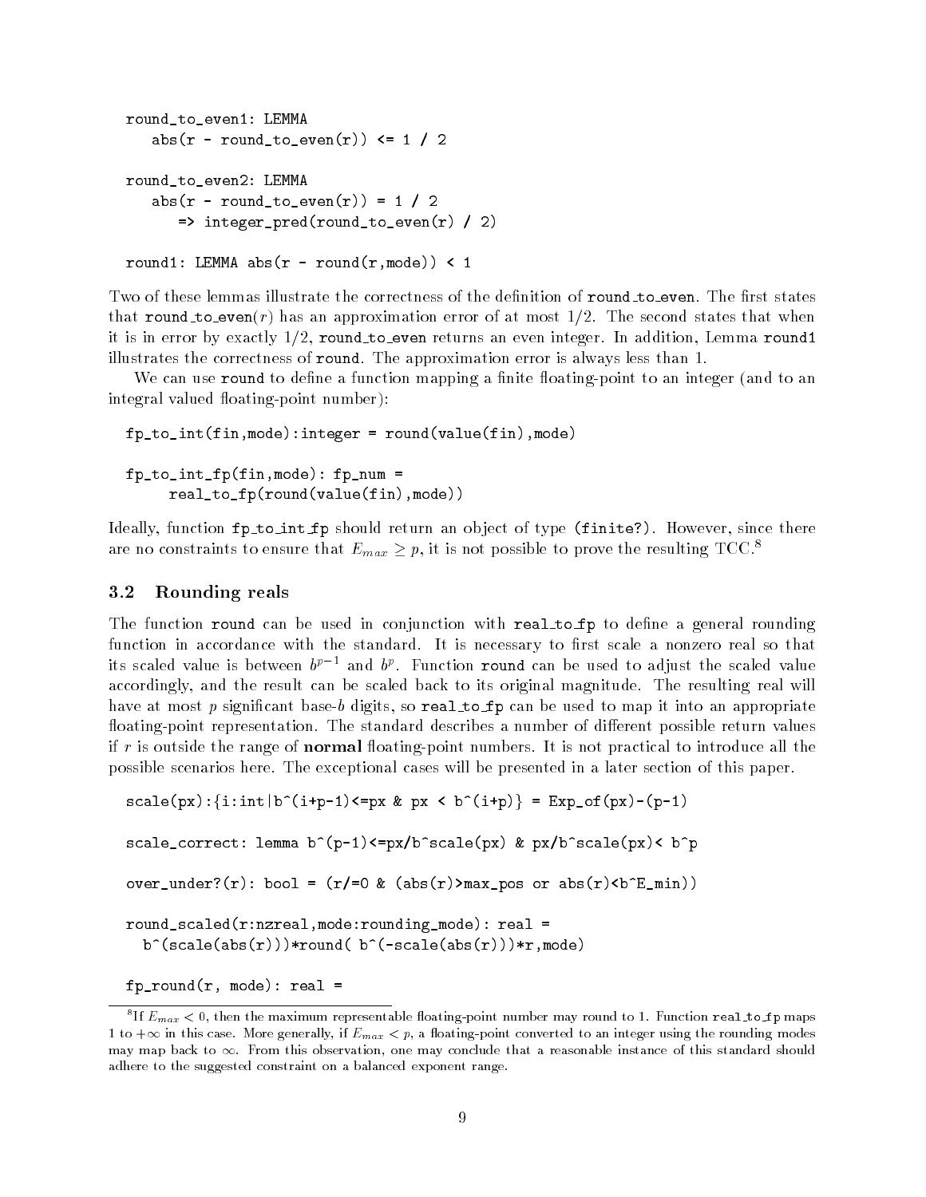```
round_to_even1: LEMMA
   abs(r - round_to_even(r)) <= 1 / 2

round_to_even2: LEMMA
   abs(r - round_to_even(r)) = 1 / 2
      => integer_pred(round_to_even(r) / 2)

round1: LEMMA abs(r - round(r,mode)) < 1
```

Two of these lemmas illustrate the correctness of the definition of round_to_even. The first states that round_to_even($r$) has an approximation error of at most 1/2. The second states that when it is in error by exactly 1/2, round_to_even returns an even integer. In addition, Lemma round1 illustrates the correctness of round. The approximation error is always less than 1.

We can use round to define a function mapping a finite floating-point to an integer (and to an integral valued floating-point number):

```
fp_to_int(fin,mode):integer = round(value(fin),mode)

fp_to_int_fp(fin,mode): fp_num =
     real_to_fp(round(value(fin),mode))
```

Ideally, function fp_to_int_fp should return an object of type (finite?). However, since there are no constraints to ensure that $E_{max} \geq p$, it is not possible to prove the resulting TCC.[8]

### 3.2 Rounding reals

The function round can be used in conjunction with real_to_fp to define a general rounding function in accordance with the standard. It is necessary to first scale a nonzero real so that its scaled value is between $b^{p-1}$ and $b^p$. Function round can be used to adjust the scaled value accordingly, and the result can be scaled back to its original magnitude. The resulting real will have at most $p$ significant base-$b$ digits, so real_to_fp can be used to map it into an appropriate floating-point representation. The standard describes a number of different possible return values if $r$ is outside the range of **normal** floating-point numbers. It is not practical to introduce all the possible scenarios here. The exceptional cases will be presented in a later section of this paper.

```
scale(px):{i:int|b^(i+p-1)<=px & px < b^(i+p)} = Exp_of(px)-(p-1)

scale_correct: lemma b^(p-1)<=px/b^scale(px) & px/b^scale(px)< b^p

over_under?(r): bool = (r/=0 & (abs(r)>max_pos or abs(r)<b^E_min))

round_scaled(r:nzreal,mode:rounding_mode): real =
  b^(scale(abs(r)))*round( b^(-scale(abs(r)))*r,mode)

fp_round(r, mode): real =
```

[8] If $E_{max} < 0$, then the maximum representable floating-point number may round to 1. Function real_to_fp maps 1 to $+\infty$ in this case. More generally, if $E_{max} < p$, a floating-point converted to an integer using the rounding modes may map back to $\infty$. From this observation, one may conclude that a reasonable instance of this standard should adhere to the suggested constraint on a balanced exponent range.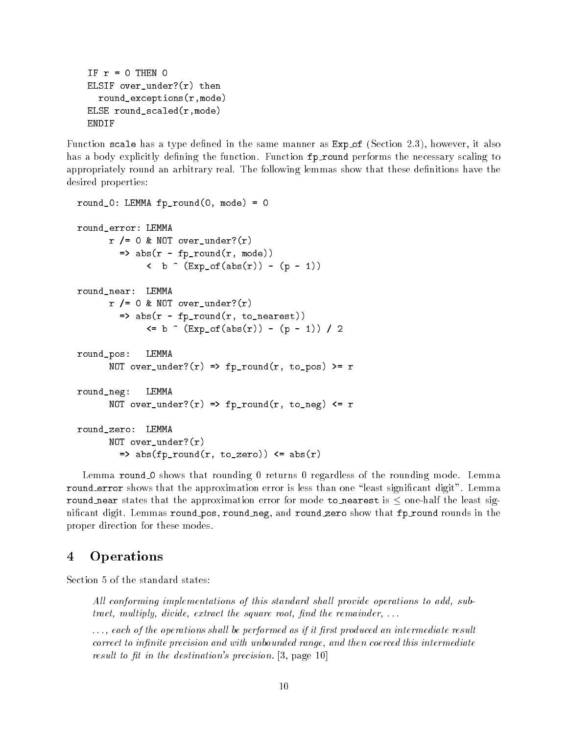```
IF r = 0 THEN 0
ELSIF over_under?(r) then
  round_exceptions(r,mode)
ELSE round_scaled(r,mode)
ENDIF
```

Function `scale` has a type defined in the same manner as `Exp_of` (Section 2.3), however, it also has a body explicitly defining the function. Function `fp_round` performs the necessary scaling to appropriately round an arbitrary real. The following lemmas show that these definitions have the desired properties:

```
round_0: LEMMA fp_round(0, mode) = 0

round_error: LEMMA
      r /= 0 & NOT over_under?(r)
        => abs(r - fp_round(r, mode))
             <  b ^ (Exp_of(abs(r)) - (p - 1))

round_near:  LEMMA
      r /= 0 & NOT over_under?(r)
        => abs(r - fp_round(r, to_nearest))
             <= b ^ (Exp_of(abs(r)) - (p - 1)) / 2

round_pos:   LEMMA
      NOT over_under?(r) => fp_round(r, to_pos) >= r

round_neg:   LEMMA
      NOT over_under?(r) => fp_round(r, to_neg) <= r

round_zero:  LEMMA
      NOT over_under?(r)
        => abs(fp_round(r, to_zero)) <= abs(r)
```

Lemma `round_0` shows that rounding 0 returns 0 regardless of the rounding mode. Lemma `round_error` shows that the approximation error is less than one "least significant digit". Lemma `round_near` states that the approximation error for mode `to_nearest` is $\leq$ one-half the least significant digit. Lemmas `round_pos`, `round_neg`, and `round_zero` show that `fp_round` rounds in the proper direction for these modes.

# 4 Operations

Section 5 of the standard states:

> *All conforming implementations of this standard shall provide operations to add, subtract, multiply, divide, extract the square root, find the remainder, ...*
>
> *..., each of the operations shall be performed as if it first produced an intermediate result correct to infinite precision and with unbounded range, and then coerced this intermediate result to fit in the destination's precision.* [3, page 10]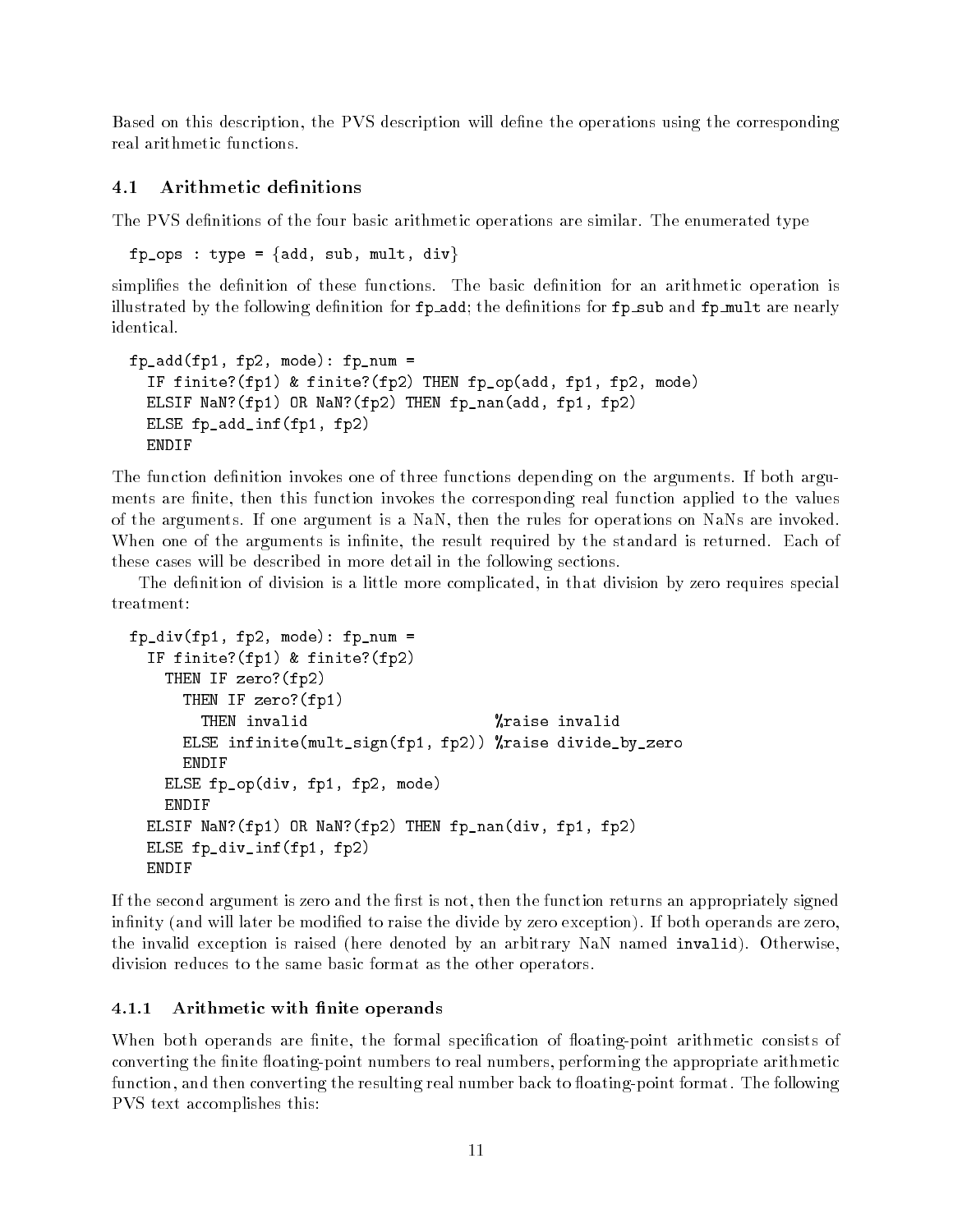Based on this description, the PVS description will define the operations using the corresponding real arithmetic functions.

## 4.1 Arithmetic definitions

The PVS definitions of the four basic arithmetic operations are similar. The enumerated type

```
fp_ops : type = {add, sub, mult, div}
```

simplifies the definition of these functions. The basic definition for an arithmetic operation is illustrated by the following definition for `fp_add`; the definitions for `fp_sub` and `fp_mult` are nearly identical.

```
fp_add(fp1, fp2, mode): fp_num =
  IF finite?(fp1) & finite?(fp2) THEN fp_op(add, fp1, fp2, mode)
  ELSIF NaN?(fp1) OR NaN?(fp2) THEN fp_nan(add, fp1, fp2)
  ELSE fp_add_inf(fp1, fp2)
  ENDIF
```

The function definition invokes one of three functions depending on the arguments. If both arguments are finite, then this function invokes the corresponding real function applied to the values of the arguments. If one argument is a NaN, then the rules for operations on NaNs are invoked. When one of the arguments is infinite, the result required by the standard is returned. Each of these cases will be described in more detail in the following sections.

The definition of division is a little more complicated, in that division by zero requires special treatment:

```
fp_div(fp1, fp2, mode): fp_num =
  IF finite?(fp1) & finite?(fp2)
    THEN IF zero?(fp2)
      THEN IF zero?(fp1)
        THEN invalid                     %raise invalid
      ELSE infinite(mult_sign(fp1, fp2)) %raise divide_by_zero
      ENDIF
    ELSE fp_op(div, fp1, fp2, mode)
    ENDIF
  ELSIF NaN?(fp1) OR NaN?(fp2) THEN fp_nan(div, fp1, fp2)
  ELSE fp_div_inf(fp1, fp2)
  ENDIF
```

If the second argument is zero and the first is not, then the function returns an appropriately signed infinity (and will later be modified to raise the divide by zero exception). If both operands are zero, the invalid exception is raised (here denoted by an arbitrary NaN named `invalid`). Otherwise, division reduces to the same basic format as the other operators.

### 4.1.1 Arithmetic with finite operands

When both operands are finite, the formal specification of floating-point arithmetic consists of converting the finite floating-point numbers to real numbers, performing the appropriate arithmetic function, and then converting the resulting real number back to floating-point format. The following PVS text accomplishes this: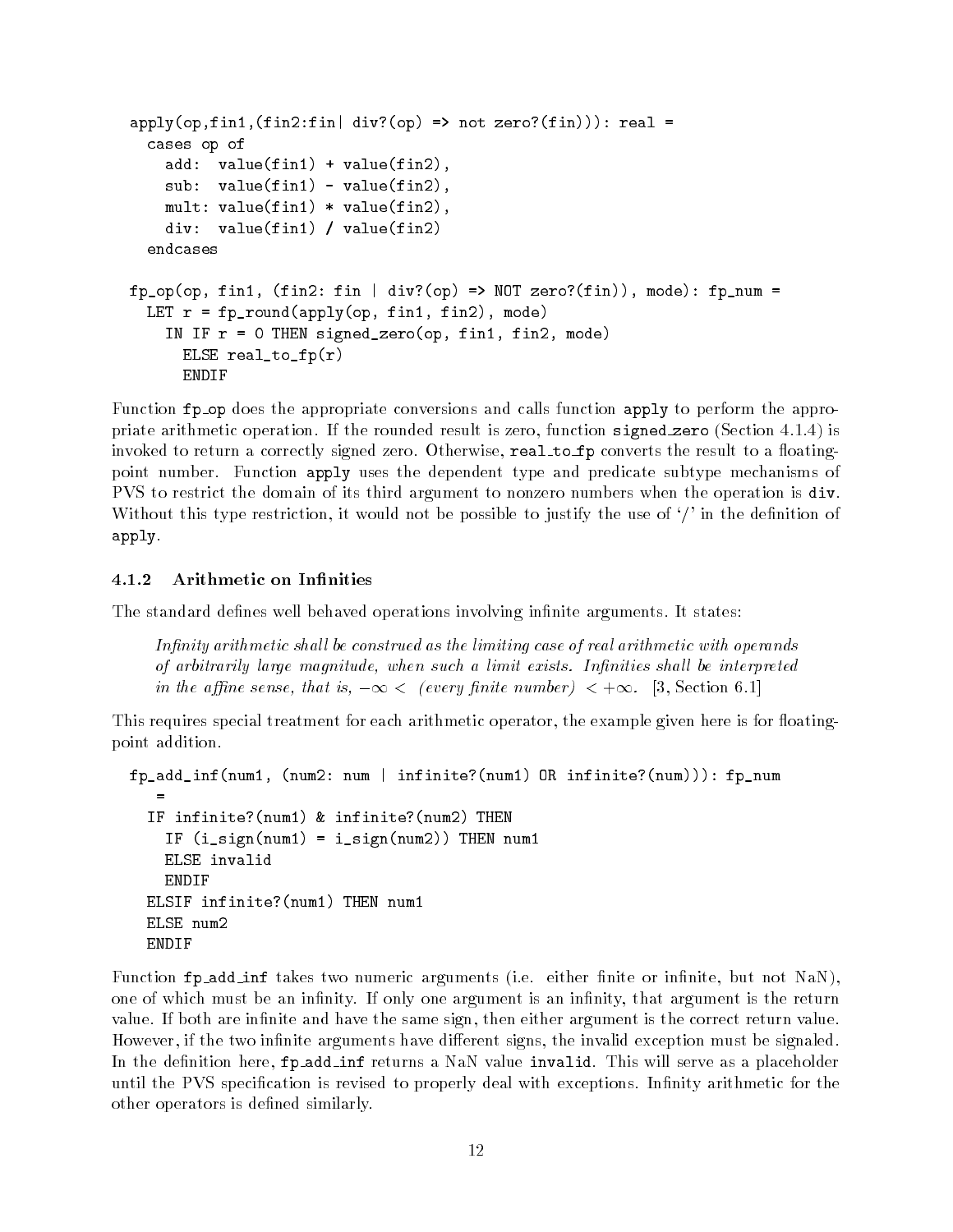```
apply(op,fin1,(fin2:fin| div?(op) => not zero?(fin))): real =
  cases op of
    add:  value(fin1) + value(fin2),
    sub:  value(fin1) - value(fin2),
    mult: value(fin1) * value(fin2),
    div:  value(fin1) / value(fin2)
  endcases

fp_op(op, fin1, (fin2: fin | div?(op) => NOT zero?(fin)), mode): fp_num =
  LET r = fp_round(apply(op, fin1, fin2), mode)
    IN IF r = 0 THEN signed_zero(op, fin1, fin2, mode)
      ELSE real_to_fp(r)
      ENDIF
```

Function `fp_op` does the appropriate conversions and calls function `apply` to perform the appropriate arithmetic operation. If the rounded result is zero, function `signed_zero` (Section 4.1.4) is invoked to return a correctly signed zero. Otherwise, `real_to_fp` converts the result to a floating-point number. Function `apply` uses the dependent type and predicate subtype mechanisms of PVS to restrict the domain of its third argument to nonzero numbers when the operation is `div`. Without this type restriction, it would not be possible to justify the use of '/' in the definition of `apply`.

### 4.1.2 Arithmetic on Infinities

The standard defines well behaved operations involving infinite arguments. It states:

> *Infinity arithmetic shall be construed as the limiting case of real arithmetic with operands of arbitrarily large magnitude, when such a limit exists. Infinities shall be interpreted in the affine sense, that is,* $-\infty <$ *(every finite number)* $< +\infty$. [3, Section 6.1]

This requires special treatment for each arithmetic operator, the example given here is for floating-point addition.

```
fp_add_inf(num1, (num2: num | infinite?(num1) OR infinite?(num))): fp_num
   =
  IF infinite?(num1) & infinite?(num2) THEN
    IF (i_sign(num1) = i_sign(num2)) THEN num1
    ELSE invalid
    ENDIF
  ELSIF infinite?(num1) THEN num1
  ELSE num2
  ENDIF
```

Function `fp_add_inf` takes two numeric arguments (i.e. either finite or infinite, but not NaN), one of which must be an infinity. If only one argument is an infinity, that argument is the return value. If both are infinite and have the same sign, then either argument is the correct return value. However, if the two infinite arguments have different signs, the invalid exception must be signaled. In the definition here, `fp_add_inf` returns a NaN value `invalid`. This will serve as a placeholder until the PVS specification is revised to properly deal with exceptions. Infinity arithmetic for the other operators is defined similarly.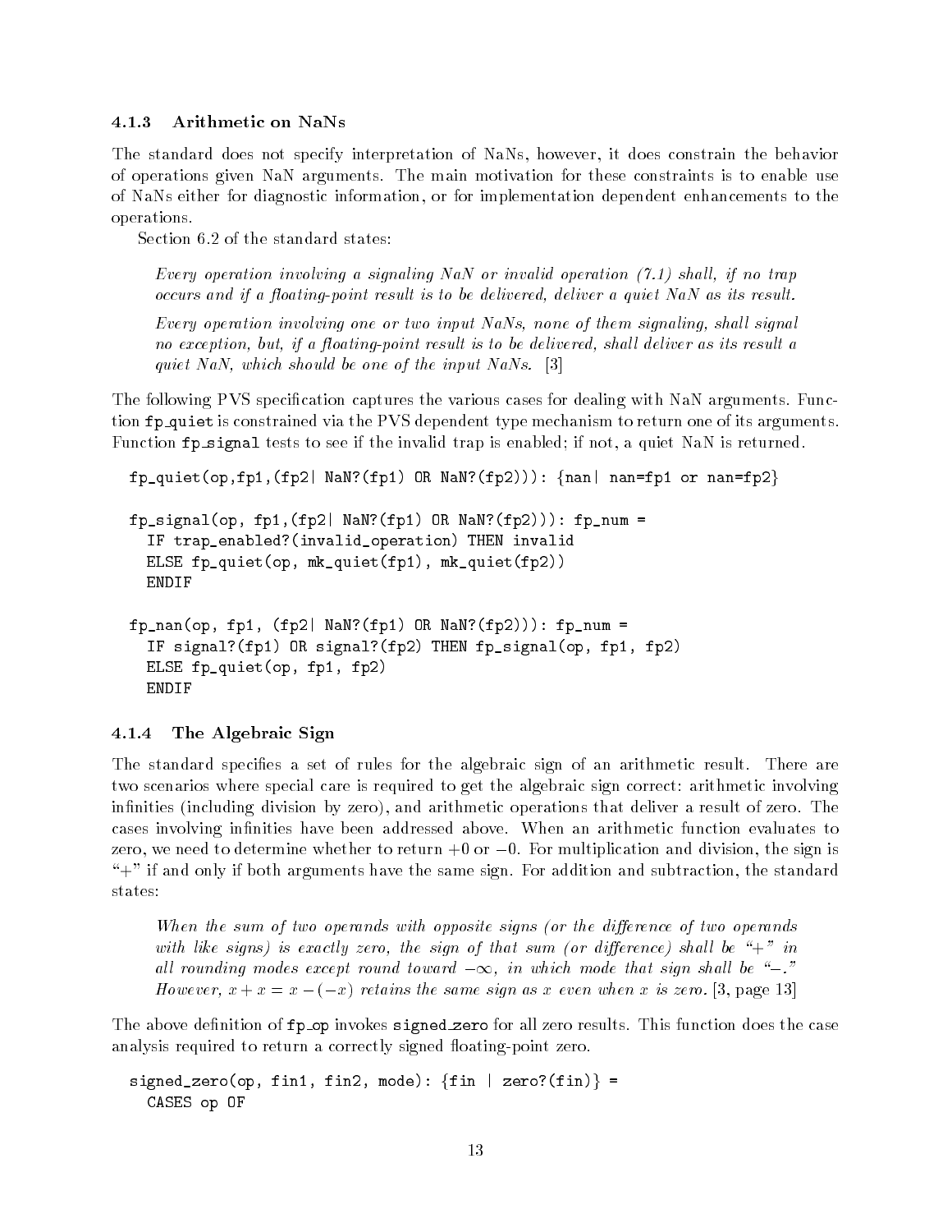### 4.1.3 Arithmetic on NaNs

The standard does not specify interpretation of NaNs, however, it does constrain the behavior of operations given NaN arguments. The main motivation for these constraints is to enable use of NaNs either for diagnostic information, or for implementation dependent enhancements to the operations.

Section 6.2 of the standard states:

> *Every operation involving a signaling NaN or invalid operation (7.1) shall, if no trap occurs and if a floating-point result is to be delivered, deliver a quiet NaN as its result.*
>
> *Every operation involving one or two input NaNs, none of them signaling, shall signal no exception, but, if a floating-point result is to be delivered, shall deliver as its result a quiet NaN, which should be one of the input NaNs.* [3]

The following PVS specification captures the various cases for dealing with NaN arguments. Function `fp_quiet` is constrained via the PVS dependent type mechanism to return one of its arguments. Function `fp_signal` tests to see if the invalid trap is enabled; if not, a quiet NaN is returned.

```
fp_quiet(op,fp1,(fp2| NaN?(fp1) OR NaN?(fp2))): {nan| nan=fp1 or nan=fp2}

fp_signal(op, fp1,(fp2| NaN?(fp1) OR NaN?(fp2))): fp_num =
  IF trap_enabled?(invalid_operation) THEN invalid
  ELSE fp_quiet(op, mk_quiet(fp1), mk_quiet(fp2))
  ENDIF

fp_nan(op, fp1, (fp2| NaN?(fp1) OR NaN?(fp2))): fp_num =
  IF signal?(fp1) OR signal?(fp2) THEN fp_signal(op, fp1, fp2)
  ELSE fp_quiet(op, fp1, fp2)
  ENDIF
```

### 4.1.4 The Algebraic Sign

The standard specifies a set of rules for the algebraic sign of an arithmetic result. There are two scenarios where special care is required to get the algebraic sign correct: arithmetic involving infinities (including division by zero), and arithmetic operations that deliver a result of zero. The cases involving infinities have been addressed above. When an arithmetic function evaluates to zero, we need to determine whether to return $+0$ or $-0$. For multiplication and division, the sign is "+" if and only if both arguments have the same sign. For addition and subtraction, the standard states:

> *When the sum of two operands with opposite signs (or the difference of two operands with like signs) is exactly zero, the sign of that sum (or difference) shall be "+" in all rounding modes except round toward $-\infty$, in which mode that sign shall be "$-$." However, $x + x = x - (-x)$ retains the same sign as $x$ even when $x$ is zero.* [3, page 13]

The above definition of `fp_op` invokes `signed_zero` for all zero results. This function does the case analysis required to return a correctly signed floating-point zero.

```
signed_zero(op, fin1, fin2, mode): {fin | zero?(fin)} =
  CASES op OF
```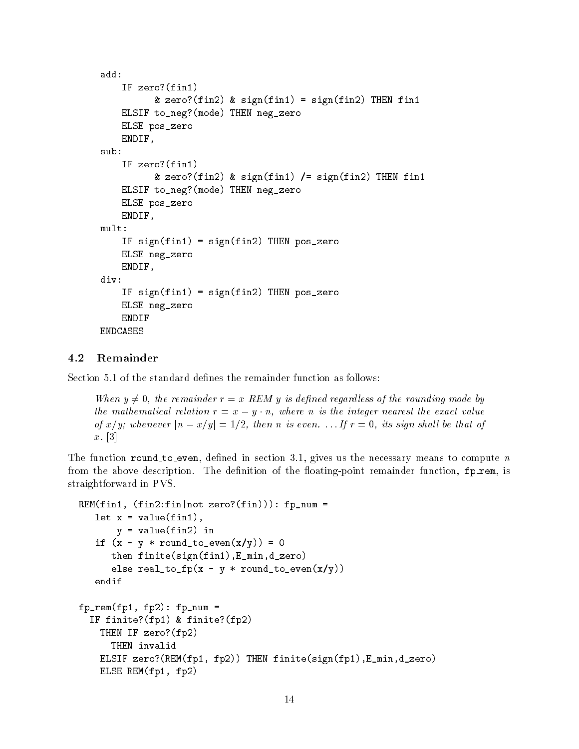```
add:
    IF zero?(fin1)
          & zero?(fin2) & sign(fin1) = sign(fin2) THEN fin1
    ELSIF to_neg?(mode) THEN neg_zero
    ELSE pos_zero
    ENDIF,
sub:
    IF zero?(fin1)
          & zero?(fin2) & sign(fin1) /= sign(fin2) THEN fin1
    ELSIF to_neg?(mode) THEN neg_zero
    ELSE pos_zero
    ENDIF,
mult:
    IF sign(fin1) = sign(fin2) THEN pos_zero
    ELSE neg_zero
    ENDIF,
div:
    IF sign(fin1) = sign(fin2) THEN pos_zero
    ELSE neg_zero
    ENDIF
ENDCASES
```

## 4.2 Remainder

Section 5.1 of the standard defines the remainder function as follows:

> *When $y \neq 0$, the remainder $r = x$ REM $y$ is defined regardless of the rounding mode by the mathematical relation $r = x - y \cdot n$, where $n$ is the integer nearest the exact value of $x/y$; whenever $|n - x/y| = 1/2$, then $n$ is even. ... If $r = 0$, its sign shall be that of $x$.* [3]

The function round_to_even, defined in section 3.1, gives us the necessary means to compute $n$ from the above description. The definition of the floating-point remainder function, fp_rem, is straightforward in PVS.

```
REM(fin1, (fin2:fin|not zero?(fin))): fp_num =
   let x = value(fin1),
       y = value(fin2) in
   if (x - y * round_to_even(x/y)) = 0
      then finite(sign(fin1),E_min,d_zero)
      else real_to_fp(x - y * round_to_even(x/y))
   endif

fp_rem(fp1, fp2): fp_num =
  IF finite?(fp1) & finite?(fp2)
    THEN IF zero?(fp2)
      THEN invalid
    ELSIF zero?(REM(fp1, fp2)) THEN finite(sign(fp1),E_min,d_zero)
    ELSE REM(fp1, fp2)
```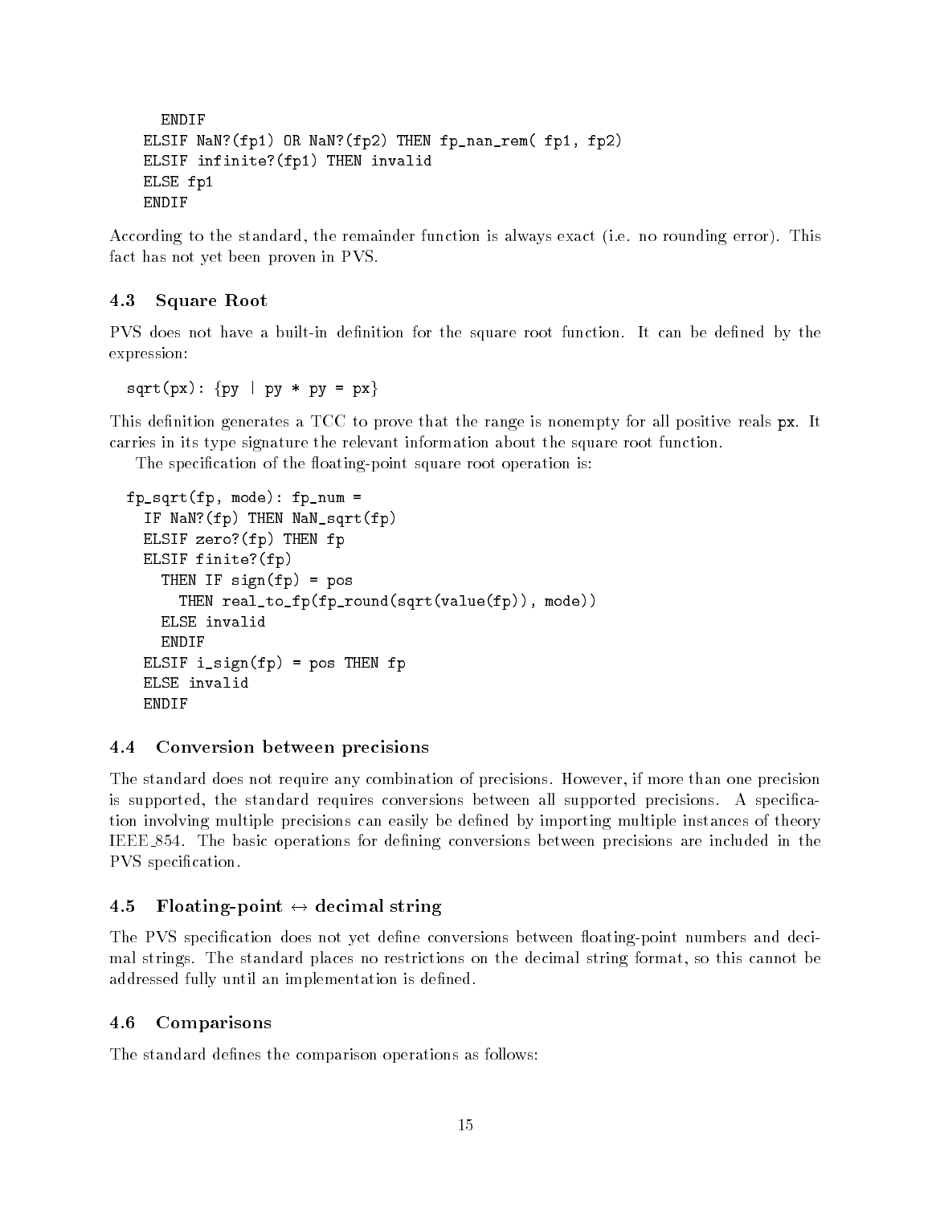```
    ENDIF
  ELSIF NaN?(fp1) OR NaN?(fp2) THEN fp_nan_rem( fp1, fp2)
  ELSIF infinite?(fp1) THEN invalid
  ELSE fp1
  ENDIF
```

According to the standard, the remainder function is always exact (i.e. no rounding error). This fact has not yet been proven in PVS.

### 4.3 Square Root

PVS does not have a built-in definition for the square root function. It can be defined by the expression:

```
sqrt(px): {py | py * py = px}
```

This definition generates a TCC to prove that the range is nonempty for all positive reals `px`. It carries in its type signature the relevant information about the square root function.

The specification of the floating-point square root operation is:

```
fp_sqrt(fp, mode): fp_num =
  IF NaN?(fp) THEN NaN_sqrt(fp)
  ELSIF zero?(fp) THEN fp
  ELSIF finite?(fp)
    THEN IF sign(fp) = pos
      THEN real_to_fp(fp_round(sqrt(value(fp)), mode))
    ELSE invalid
    ENDIF
  ELSIF i_sign(fp) = pos THEN fp
  ELSE invalid
  ENDIF
```

### 4.4 Conversion between precisions

The standard does not require any combination of precisions. However, if more than one precision is supported, the standard requires conversions between all supported precisions. A specification involving multiple precisions can easily be defined by importing multiple instances of theory IEEE_854. The basic operations for defining conversions between precisions are included in the PVS specification.

### 4.5 Floating-point $\leftrightarrow$ decimal string

The PVS specification does not yet define conversions between floating-point numbers and decimal strings. The standard places no restrictions on the decimal string format, so this cannot be addressed fully until an implementation is defined.

### 4.6 Comparisons

The standard defines the comparison operations as follows: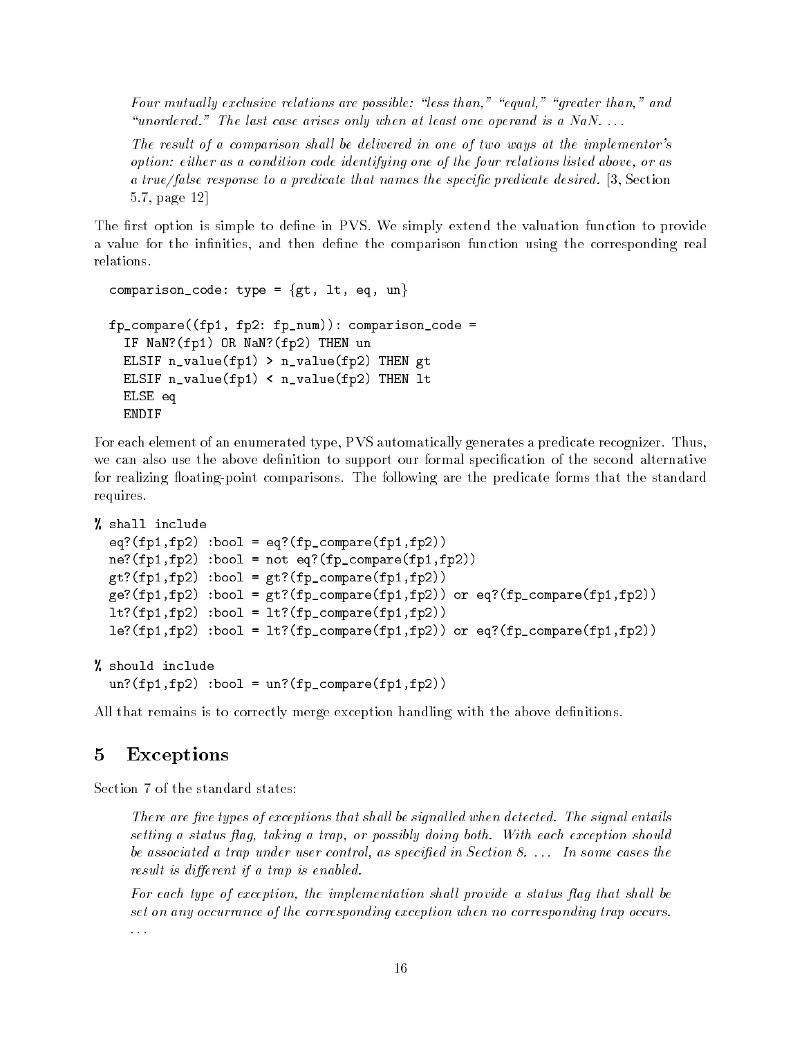> *Four mutually exclusive relations are possible: "less than," "equal," "greater than," and "unordered." The last case arises only when at least one operand is a NaN. ...*
>
> *The result of a comparison shall be delivered in one of two ways at the implementor's option: either as a condition code identifying one of the four relations listed above, or as a true/false response to a predicate that names the specific predicate desired.* [3, Section 5.7, page 12]

The first option is simple to define in PVS. We simply extend the valuation function to provide a value for the infinities, and then define the comparison function using the corresponding real relations.

```
comparison_code: type = {gt, lt, eq, un}

fp_compare((fp1, fp2: fp_num)): comparison_code =
  IF NaN?(fp1) OR NaN?(fp2) THEN un
  ELSIF n_value(fp1) > n_value(fp2) THEN gt
  ELSIF n_value(fp1) < n_value(fp2) THEN lt
  ELSE eq
  ENDIF
```

For each element of an enumerated type, PVS automatically generates a predicate recognizer. Thus, we can also use the above definition to support our formal specification of the second alternative for realizing floating-point comparisons. The following are the predicate forms that the standard requires.

```
% shall include
  eq?(fp1,fp2) :bool = eq?(fp_compare(fp1,fp2))
  ne?(fp1,fp2) :bool = not eq?(fp_compare(fp1,fp2))
  gt?(fp1,fp2) :bool = gt?(fp_compare(fp1,fp2))
  ge?(fp1,fp2) :bool = gt?(fp_compare(fp1,fp2)) or eq?(fp_compare(fp1,fp2))
  lt?(fp1,fp2) :bool = lt?(fp_compare(fp1,fp2))
  le?(fp1,fp2) :bool = lt?(fp_compare(fp1,fp2)) or eq?(fp_compare(fp1,fp2))

% should include
  un?(fp1,fp2) :bool = un?(fp_compare(fp1,fp2))
```

All that remains is to correctly merge exception handling with the above definitions.

## 5 Exceptions

Section 7 of the standard states:

> *There are five types of exceptions that shall be signalled when detected. The signal entails setting a status flag, taking a trap, or possibly doing both. With each exception should be associated a trap under user control, as specified in Section 8. ... In some cases the result is different if a trap is enabled.*
>
> *For each type of exception, the implementation shall provide a status flag that shall be set on any occurrance of the corresponding exception when no corresponding trap occurs. ...*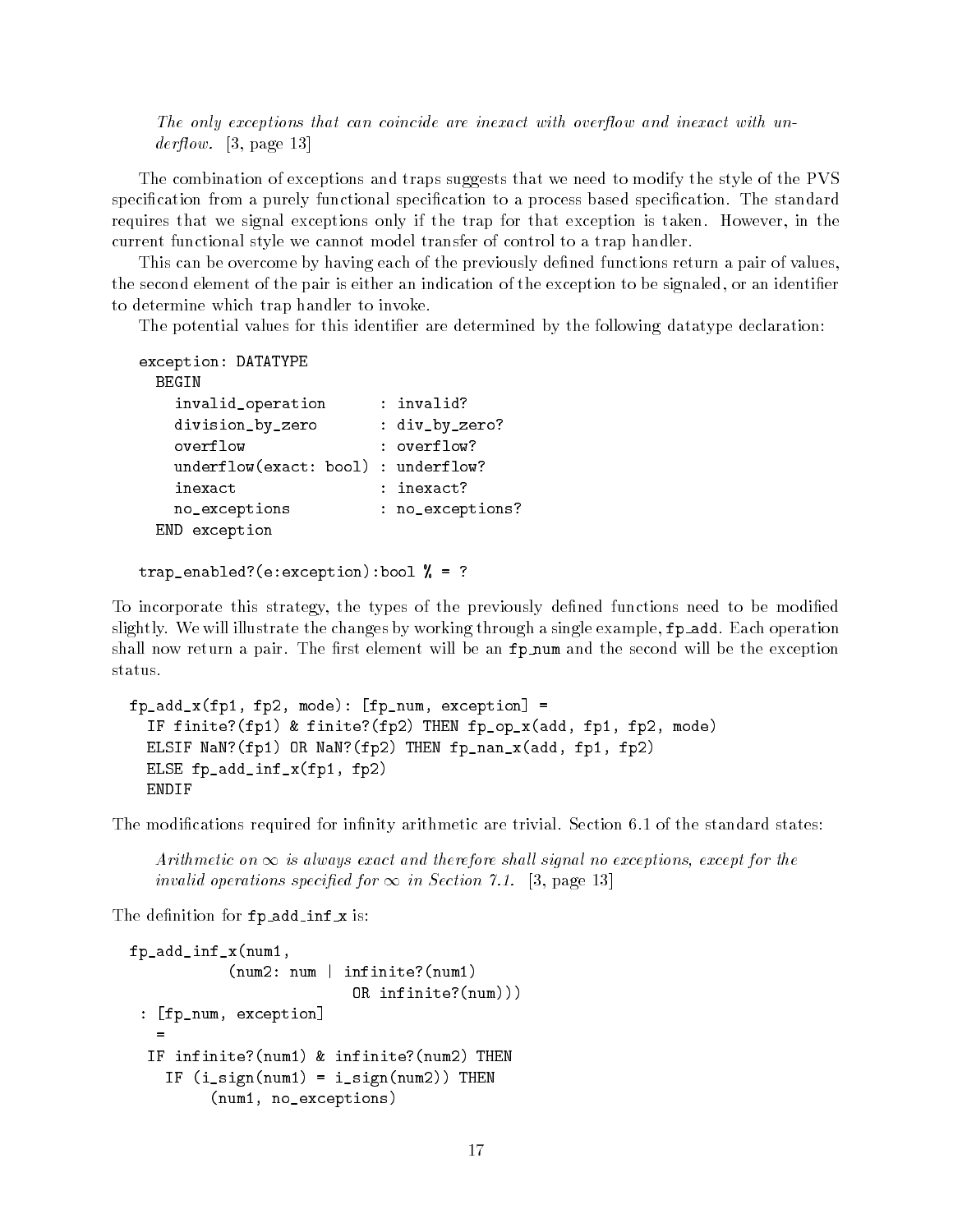> *The only exceptions that can coincide are inexact with overflow and inexact with underflow.* [3, page 13]

The combination of exceptions and traps suggests that we need to modify the style of the PVS specification from a purely functional specification to a process based specification. The standard requires that we signal exceptions only if the trap for that exception is taken. However, in the current functional style we cannot model transfer of control to a trap handler.

This can be overcome by having each of the previously defined functions return a pair of values, the second element of the pair is either an indication of the exception to be signaled, or an identifier to determine which trap handler to invoke.

The potential values for this identifier are determined by the following datatype declaration:

```
exception: DATATYPE
  BEGIN
    invalid_operation      : invalid?
    division_by_zero       : div_by_zero?
    overflow               : overflow?
    underflow(exact: bool) : underflow?
    inexact                : inexact?
    no_exceptions          : no_exceptions?
  END exception

trap_enabled?(e:exception):bool % = ?
```

To incorporate this strategy, the types of the previously defined functions need to be modified slightly. We will illustrate the changes by working through a single example, `fp_add`. Each operation shall now return a pair. The first element will be an `fp_num` and the second will be the exception status.

```
fp_add_x(fp1, fp2, mode): [fp_num, exception] =
  IF finite?(fp1) & finite?(fp2) THEN fp_op_x(add, fp1, fp2, mode)
  ELSIF NaN?(fp1) OR NaN?(fp2) THEN fp_nan_x(add, fp1, fp2)
  ELSE fp_add_inf_x(fp1, fp2)
  ENDIF
```

The modifications required for infinity arithmetic are trivial. Section 6.1 of the standard states:

> *Arithmetic on $\infty$ is always exact and therefore shall signal no exceptions, except for the invalid operations specified for $\infty$ in Section 7.1.* [3, page 13]

The definition for `fp_add_inf_x` is:

```
fp_add_inf_x(num1,
           (num2: num | infinite?(num1)
                         OR infinite?(num)))
  : [fp_num, exception]
    =
  IF infinite?(num1) & infinite?(num2) THEN
    IF (i_sign(num1) = i_sign(num2)) THEN
        (num1, no_exceptions)
```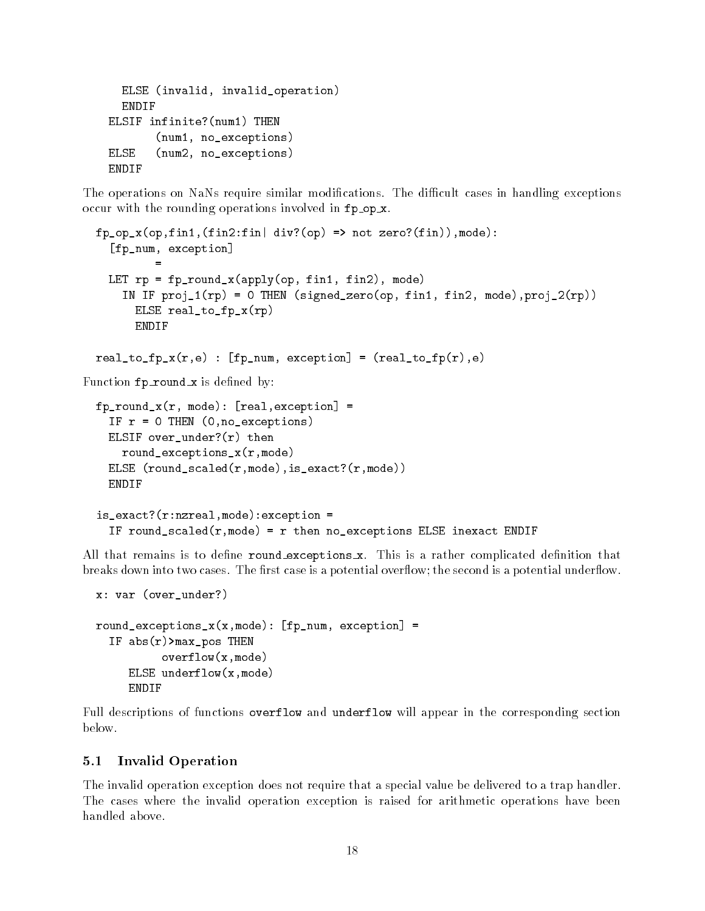```
      ELSE (invalid, invalid_operation)
      ENDIF
   ELSIF infinite?(num1) THEN
         (num1, no_exceptions)
   ELSE  (num2, no_exceptions)
   ENDIF
```

The operations on NaNs require similar modifications. The difficult cases in handling exceptions occur with the rounding operations involved in `fp_op_x`.

```
fp_op_x(op,fin1,(fin2:fin| div?(op) => not zero?(fin)),mode):
  [fp_num, exception]
        =
  LET rp = fp_round_x(apply(op, fin1, fin2), mode)
    IN IF proj_1(rp) = 0 THEN (signed_zero(op, fin1, fin2, mode),proj_2(rp))
      ELSE real_to_fp_x(rp)
      ENDIF

real_to_fp_x(r,e) : [fp_num, exception] = (real_to_fp(r),e)
```

Function `fp_round_x` is defined by:

```
fp_round_x(r, mode): [real,exception] =
  IF r = 0 THEN (0,no_exceptions)
  ELSIF over_under?(r) then
    round_exceptions_x(r,mode)
  ELSE (round_scaled(r,mode),is_exact?(r,mode))
  ENDIF

is_exact?(r:nzreal,mode):exception =
  IF round_scaled(r,mode) = r then no_exceptions ELSE inexact ENDIF
```

All that remains is to define `round_exceptions_x`. This is a rather complicated definition that breaks down into two cases. The first case is a potential overflow; the second is a potential underflow.

```
x: var (over_under?)

round_exceptions_x(x,mode): [fp_num, exception] =
  IF abs(r)>max_pos THEN
          overflow(x,mode)
     ELSE underflow(x,mode)
     ENDIF
```

Full descriptions of functions `overflow` and `underflow` will appear in the corresponding section below.

### 5.1 Invalid Operation

The invalid operation exception does not require that a special value be delivered to a trap handler. The cases where the invalid operation exception is raised for arithmetic operations have been handled above.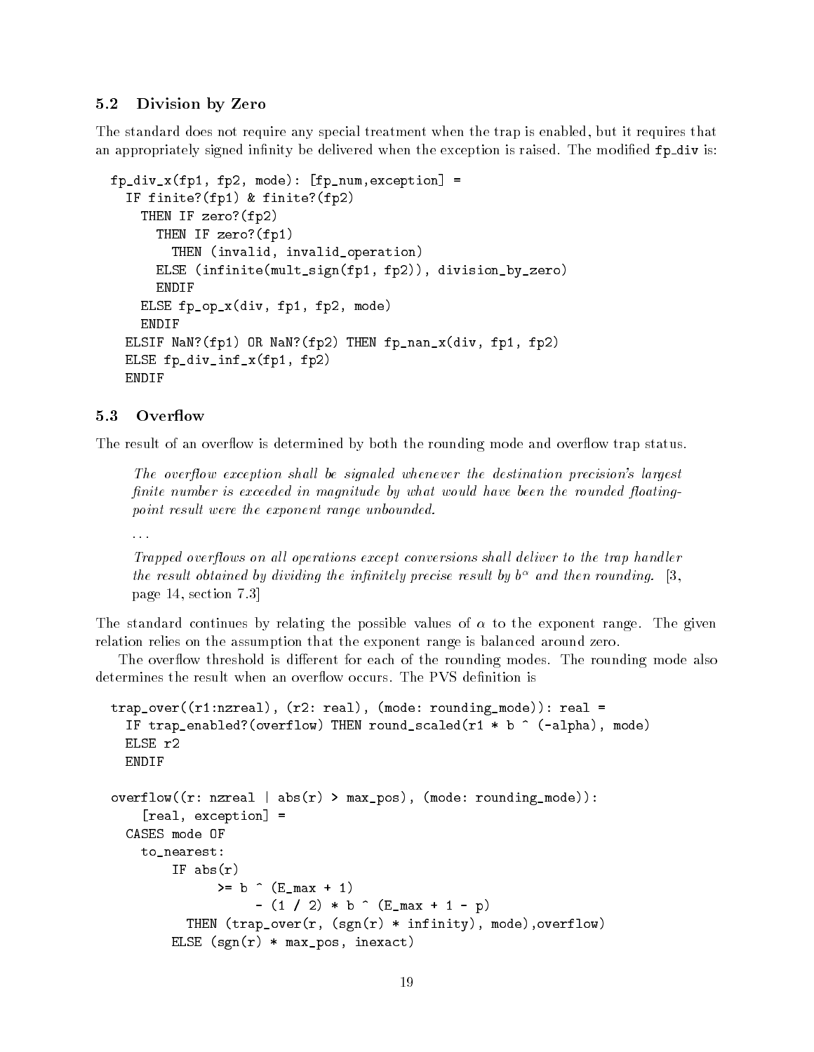### 5.2 Division by Zero

The standard does not require any special treatment when the trap is enabled, but it requires that an appropriately signed infinity be delivered when the exception is raised. The modified `fp_div` is:

```
fp_div_x(fp1, fp2, mode): [fp_num,exception] =
  IF finite?(fp1) & finite?(fp2)
    THEN IF zero?(fp2)
      THEN IF zero?(fp1)
        THEN (invalid, invalid_operation)
      ELSE (infinite(mult_sign(fp1, fp2)), division_by_zero)
      ENDIF
    ELSE fp_op_x(div, fp1, fp2, mode)
    ENDIF
  ELSIF NaN?(fp1) OR NaN?(fp2) THEN fp_nan_x(div, fp1, fp2)
  ELSE fp_div_inf_x(fp1, fp2)
  ENDIF
```

### 5.3 Overflow

The result of an overflow is determined by both the rounding mode and overflow trap status.

> *The overflow exception shall be signaled whenever the destination precision's largest finite number is exceeded in magnitude by what would have been the rounded floating-point result were the exponent range unbounded.*
>
> ...
>
> *Trapped overflows on all operations except conversions shall deliver to the trap handler the result obtained by dividing the infinitely precise result by $b^\alpha$ and then rounding.* [3, page 14, section 7.3]

The standard continues by relating the possible values of $\alpha$ to the exponent range. The given relation relies on the assumption that the exponent range is balanced around zero.

The overflow threshold is different for each of the rounding modes. The rounding mode also determines the result when an overflow occurs. The PVS definition is

```
trap_over((r1:nzreal), (r2: real), (mode: rounding_mode)): real =
  IF trap_enabled?(overflow) THEN round_scaled(r1 * b ^ (-alpha), mode)
  ELSE r2
  ENDIF

overflow((r: nzreal | abs(r) > max_pos), (mode: rounding_mode)):
    [real, exception] =
  CASES mode OF
    to_nearest:
        IF abs(r)
             >= b ^ (E_max + 1)
                  - (1 / 2) * b ^ (E_max + 1 - p)
          THEN (trap_over(r, (sgn(r) * infinity), mode),overflow)
        ELSE (sgn(r) * max_pos, inexact)
```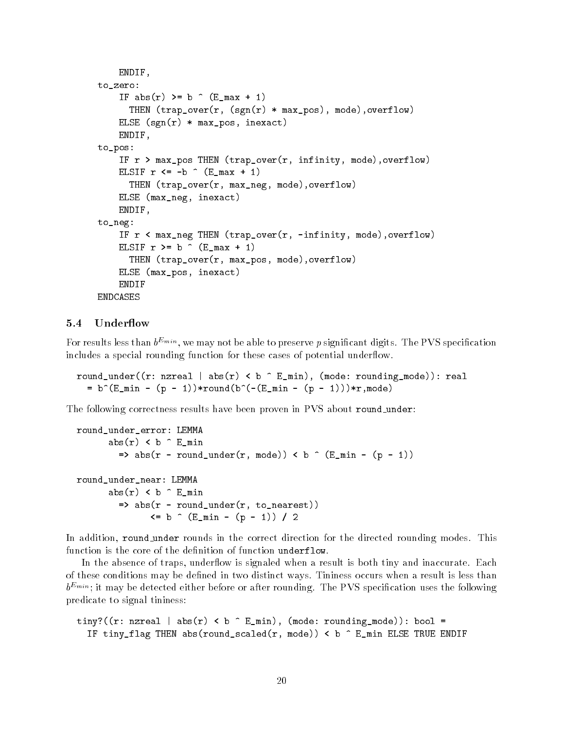```
        ENDIF,
    to_zero:
        IF abs(r) >= b ^ (E_max + 1)
          THEN (trap_over(r, (sgn(r) * max_pos), mode),overflow)
        ELSE (sgn(r) * max_pos, inexact)
        ENDIF,
    to_pos:
        IF r > max_pos THEN (trap_over(r, infinity, mode),overflow)
        ELSIF r <= -b ^ (E_max + 1)
          THEN (trap_over(r, max_neg, mode),overflow)
        ELSE (max_neg, inexact)
        ENDIF,
    to_neg:
        IF r < max_neg THEN (trap_over(r, -infinity, mode),overflow)
        ELSIF r >= b ^ (E_max + 1)
          THEN (trap_over(r, max_pos, mode),overflow)
        ELSE (max_pos, inexact)
        ENDIF
    ENDCASES
```

### 5.4 Underflow

For results less than $b^{E_{min}}$, we may not be able to preserve $p$ significant digits. The PVS specification includes a special rounding function for these cases of potential underflow.

```
round_under((r: nzreal | abs(r) < b ^ E_min), (mode: rounding_mode)): real
  = b^(E_min - (p - 1))*round(b^(-(E_min - (p - 1)))*r,mode)
```

The following correctness results have been proven in PVS about `round_under`:

```
round_under_error: LEMMA
      abs(r) < b ^ E_min
        => abs(r - round_under(r, mode)) < b ^ (E_min - (p - 1))

round_under_near: LEMMA
      abs(r) < b ^ E_min
        => abs(r - round_under(r, to_nearest))
              <= b ^ (E_min - (p - 1)) / 2
```

In addition, `round_under` rounds in the correct direction for the directed rounding modes. This function is the core of the definition of function `underflow`.

In the absence of traps, underflow is signaled when a result is both tiny and inaccurate. Each of these conditions may be defined in two distinct ways. Tininess occurs when a result is less than $b^{E_{min}}$; it may be detected either before or after rounding. The PVS specification uses the following predicate to signal tininess:

```
tiny?((r: nzreal | abs(r) < b ^ E_min), (mode: rounding_mode)): bool =
  IF tiny_flag THEN abs(round_scaled(r, mode)) < b ^ E_min ELSE TRUE ENDIF
```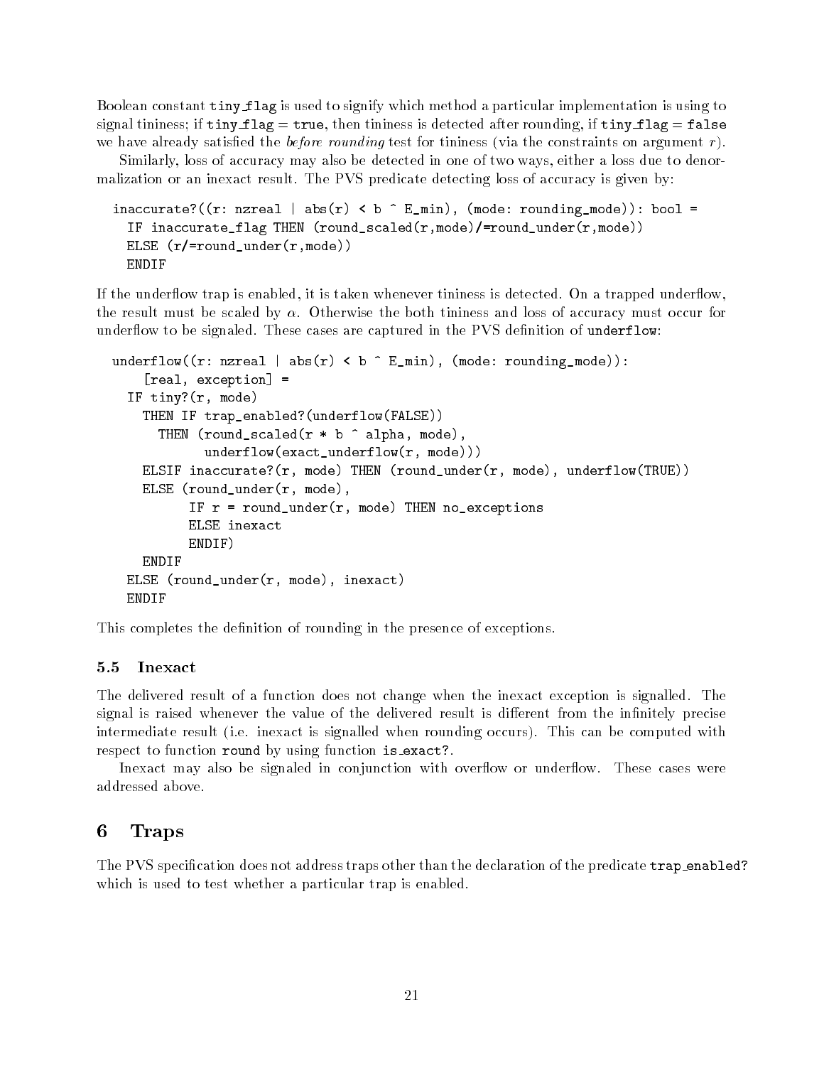Boolean constant `tiny_flag` is used to signify which method a particular implementation is using to signal tininess; if `tiny_flag` = `true`, then tininess is detected after rounding, if `tiny_flag` = `false` we have already satisfied the *before rounding* test for tininess (via the constraints on argument $r$).

Similarly, loss of accuracy may also be detected in one of two ways, either a loss due to denormalization or an inexact result. The PVS predicate detecting loss of accuracy is given by:

```
inaccurate?((r: nzreal | abs(r) < b ^ E_min), (mode: rounding_mode)): bool =
  IF inaccurate_flag THEN (round_scaled(r,mode)/=round_under(r,mode))
  ELSE (r/=round_under(r,mode))
  ENDIF
```

If the underflow trap is enabled, it is taken whenever tininess is detected. On a trapped underflow, the result must be scaled by $\alpha$. Otherwise the both tininess and loss of accuracy must occur for underflow to be signaled. These cases are captured in the PVS definition of `underflow`:

```
underflow((r: nzreal | abs(r) < b ^ E_min), (mode: rounding_mode)):
    [real, exception] =
  IF tiny?(r, mode)
    THEN IF trap_enabled?(underflow(FALSE))
      THEN (round_scaled(r * b ^ alpha, mode),
            underflow(exact_underflow(r, mode)))
    ELSIF inaccurate?(r, mode) THEN (round_under(r, mode), underflow(TRUE))
    ELSE (round_under(r, mode),
          IF r = round_under(r, mode) THEN no_exceptions
          ELSE inexact
          ENDIF)
    ENDIF
  ELSE (round_under(r, mode), inexact)
  ENDIF
```

This completes the definition of rounding in the presence of exceptions.

### 5.5 Inexact

The delivered result of a function does not change when the inexact exception is signalled. The signal is raised whenever the value of the delivered result is different from the infinitely precise intermediate result (i.e. inexact is signalled when rounding occurs). This can be computed with respect to function `round` by using function `is_exact?`.

Inexact may also be signaled in conjunction with overflow or underflow. These cases were addressed above.

## 6 Traps

The PVS specification does not address traps other than the declaration of the predicate `trap_enabled?` which is used to test whether a particular trap is enabled.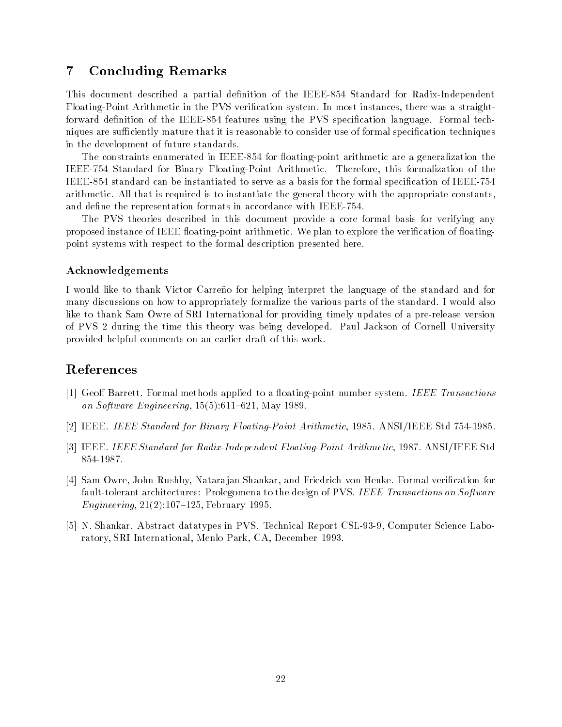# 7 Concluding Remarks

This document described a partial definition of the IEEE-854 Standard for Radix-Independent Floating-Point Arithmetic in the PVS verification system. In most instances, there was a straightforward definition of the IEEE-854 features using the PVS specification language. Formal techniques are sufficiently mature that it is reasonable to consider use of formal specification techniques in the development of future standards.

The constraints enumerated in IEEE-854 for floating-point arithmetic are a generalization the IEEE-754 Standard for Binary Floating-Point Arithmetic. Therefore, this formalization of the IEEE-854 standard can be instantiated to serve as a basis for the formal specification of IEEE-754 arithmetic. All that is required is to instantiate the general theory with the appropriate constants, and define the representation formats in accordance with IEEE-754.

The PVS theories described in this document provide a core formal basis for verifying any proposed instance of IEEE floating-point arithmetic. We plan to explore the verification of floating-point systems with respect to the formal description presented here.

### Acknowledgements

I would like to thank Victor Carreño for helping interpret the language of the standard and for many discussions on how to appropriately formalize the various parts of the standard. I would also like to thank Sam Owre of SRI International for providing timely updates of a pre-release version of PVS 2 during the time this theory was being developed. Paul Jackson of Cornell University provided helpful comments on an earlier draft of this work.

# References

[1] Geoff Barrett. Formal methods applied to a floating-point number system. *IEEE Transactions on Software Engineering*, 15(5):611–621, May 1989.

[2] IEEE. *IEEE Standard for Binary Floating-Point Arithmetic*, 1985. ANSI/IEEE Std 754-1985.

[3] IEEE. *IEEE Standard for Radix-Independent Floating-Point Arithmetic*, 1987. ANSI/IEEE Std 854-1987.

[4] Sam Owre, John Rushby, Natarajan Shankar, and Friedrich von Henke. Formal verification for fault-tolerant architectures: Prolegomena to the design of PVS. *IEEE Transactions on Software Engineering*, 21(2):107–125, February 1995.

[5] N. Shankar. Abstract datatypes in PVS. Technical Report CSL-93-9, Computer Science Laboratory, SRI International, Menlo Park, CA, December 1993.